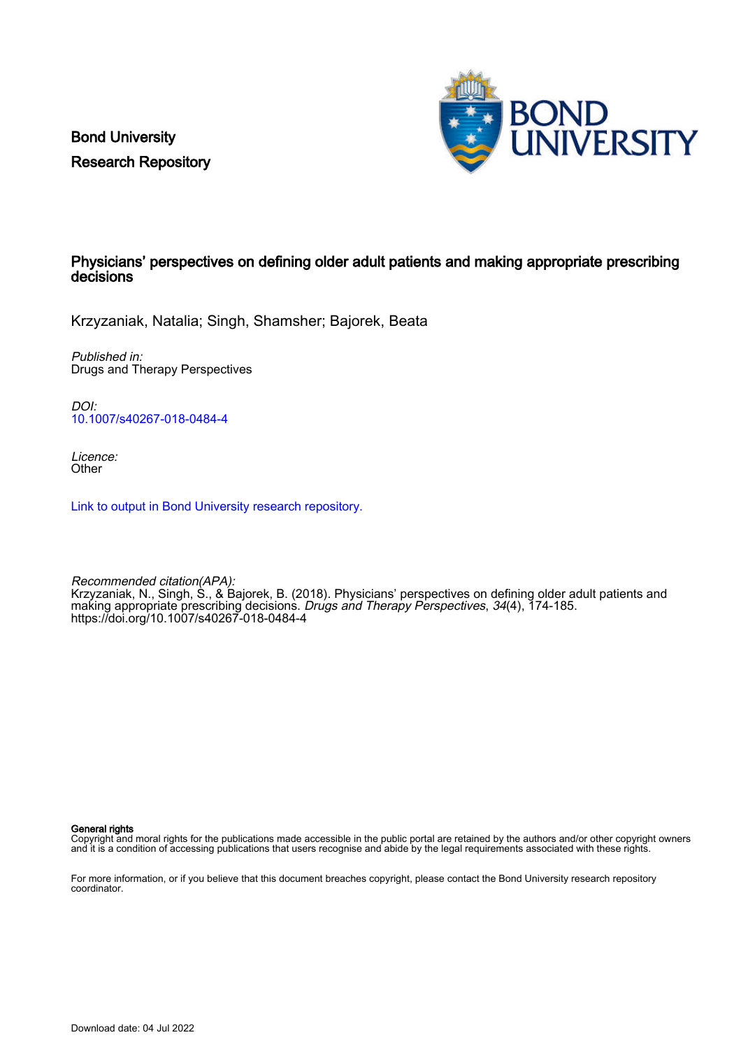Bond University
Research Repository

# Physicians' perspectives on defining older adult patients and making appropriate prescribing decisions

Krzyzaniak, Natalia; Singh, Shamsher; Bajorek, Beata

*Published in:*
Drugs and Therapy Perspectives

*DOI:*
10.1007/s40267-018-0484-4

*Licence:*
Other

Link to output in Bond University research repository.

*Recommended citation(APA):*
Krzyzaniak, N., Singh, S., & Bajorek, B. (2018). Physicians' perspectives on defining older adult patients and making appropriate prescribing decisions. *Drugs and Therapy Perspectives*, *34*(4), 174-185. https://doi.org/10.1007/s40267-018-0484-4

**General rights**
Copyright and moral rights for the publications made accessible in the public portal are retained by the authors and/or other copyright owners and it is a condition of accessing publications that users recognise and abide by the legal requirements associated with these rights.

For more information, or if you believe that this document breaches copyright, please contact the Bond University research repository coordinator.

Download date: 04 Jul 2022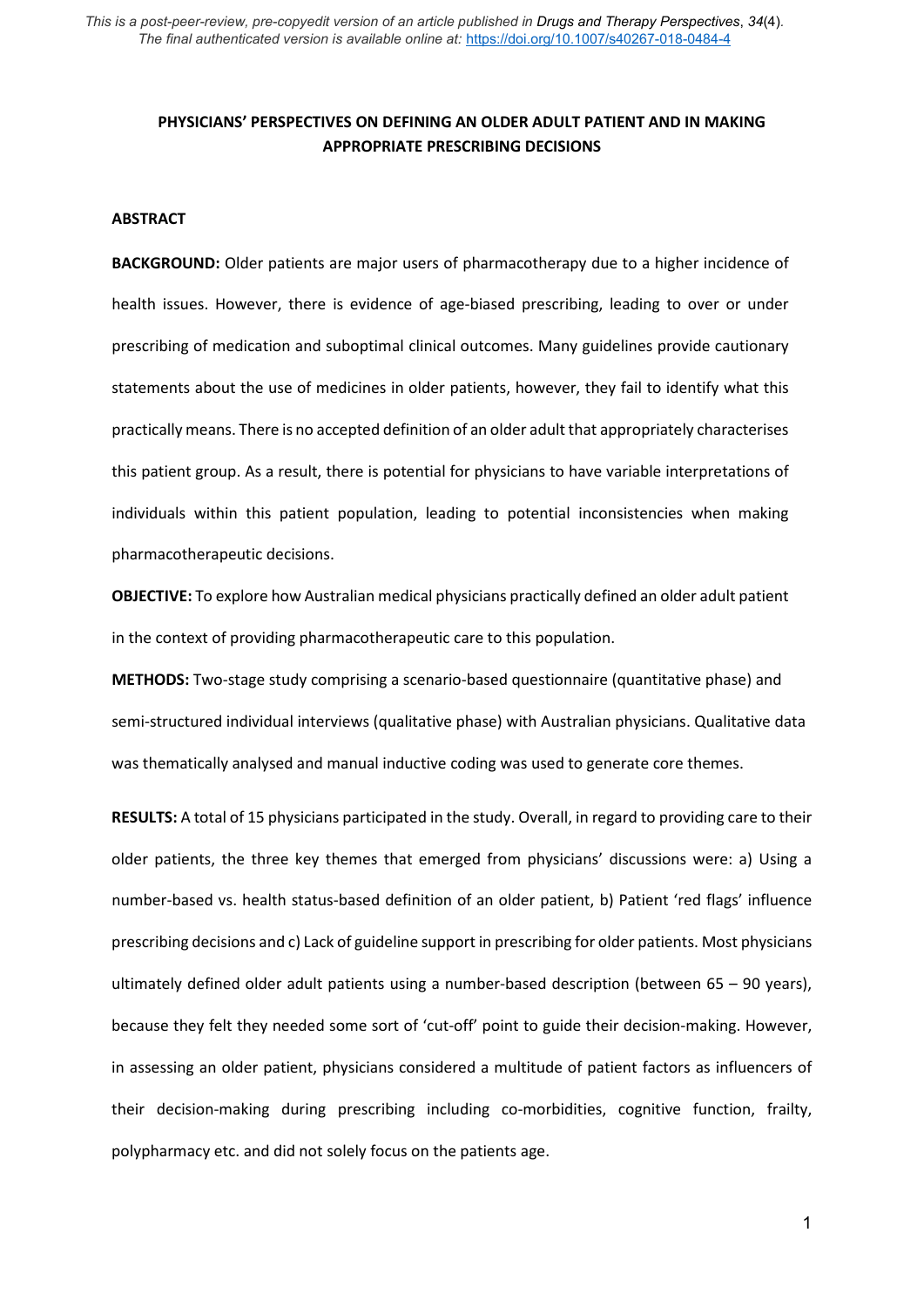*This is a post-peer-review, pre-copyedit version of an article published in Drugs and Therapy Perspectives, 34(4). The final authenticated version is available online at:* https://doi.org/10.1007/s40267-018-0484-4

# PHYSICIANS' PERSPECTIVES ON DEFINING AN OLDER ADULT PATIENT AND IN MAKING APPROPRIATE PRESCRIBING DECISIONS

## ABSTRACT

**BACKGROUND:** Older patients are major users of pharmacotherapy due to a higher incidence of health issues. However, there is evidence of age-biased prescribing, leading to over or under prescribing of medication and suboptimal clinical outcomes. Many guidelines provide cautionary statements about the use of medicines in older patients, however, they fail to identify what this practically means. There is no accepted definition of an older adult that appropriately characterises this patient group. As a result, there is potential for physicians to have variable interpretations of individuals within this patient population, leading to potential inconsistencies when making pharmacotherapeutic decisions.

**OBJECTIVE:** To explore how Australian medical physicians practically defined an older adult patient in the context of providing pharmacotherapeutic care to this population.

**METHODS:** Two-stage study comprising a scenario-based questionnaire (quantitative phase) and semi-structured individual interviews (qualitative phase) with Australian physicians. Qualitative data was thematically analysed and manual inductive coding was used to generate core themes.

**RESULTS:** A total of 15 physicians participated in the study. Overall, in regard to providing care to their older patients, the three key themes that emerged from physicians' discussions were: a) Using a number-based vs. health status-based definition of an older patient, b) Patient 'red flags' influence prescribing decisions and c) Lack of guideline support in prescribing for older patients. Most physicians ultimately defined older adult patients using a number-based description (between 65 – 90 years), because they felt they needed some sort of 'cut-off' point to guide their decision-making. However, in assessing an older patient, physicians considered a multitude of patient factors as influencers of their decision-making during prescribing including co-morbidities, cognitive function, frailty, polypharmacy etc. and did not solely focus on the patients age.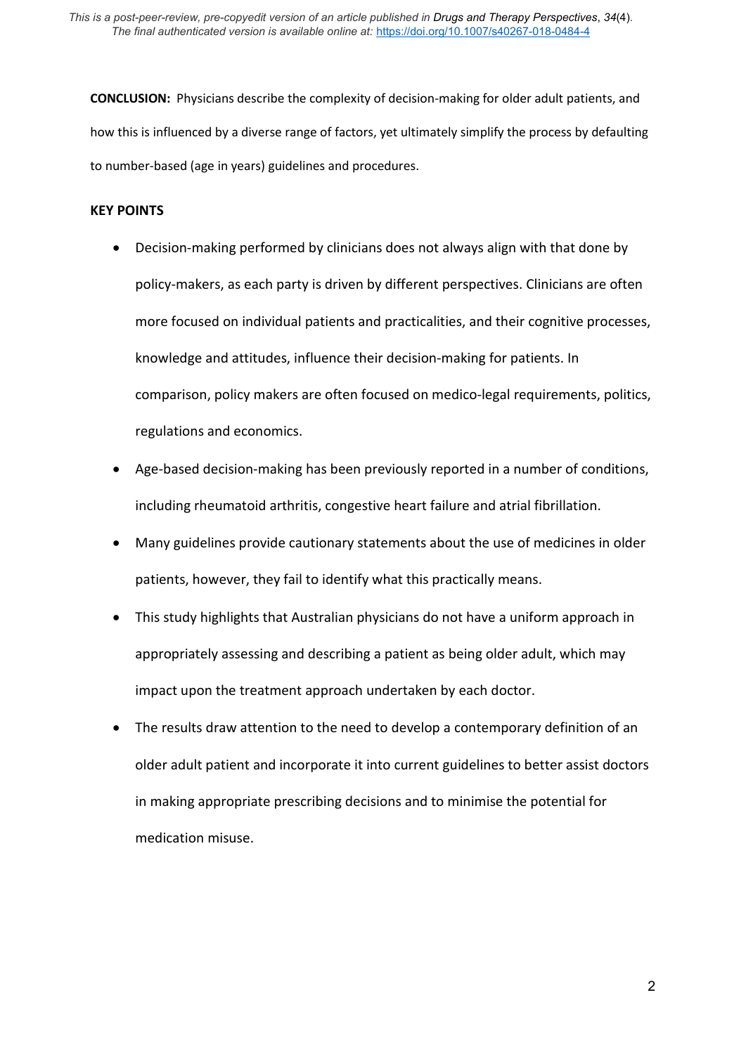**CONCLUSION:** Physicians describe the complexity of decision-making for older adult patients, and how this is influenced by a diverse range of factors, yet ultimately simplify the process by defaulting to number-based (age in years) guidelines and procedures.

**KEY POINTS**

- Decision-making performed by clinicians does not always align with that done by policy-makers, as each party is driven by different perspectives. Clinicians are often more focused on individual patients and practicalities, and their cognitive processes, knowledge and attitudes, influence their decision-making for patients. In comparison, policy makers are often focused on medico-legal requirements, politics, regulations and economics.
- Age-based decision-making has been previously reported in a number of conditions, including rheumatoid arthritis, congestive heart failure and atrial fibrillation.
- Many guidelines provide cautionary statements about the use of medicines in older patients, however, they fail to identify what this practically means.
- This study highlights that Australian physicians do not have a uniform approach in appropriately assessing and describing a patient as being older adult, which may impact upon the treatment approach undertaken by each doctor.
- The results draw attention to the need to develop a contemporary definition of an older adult patient and incorporate it into current guidelines to better assist doctors in making appropriate prescribing decisions and to minimise the potential for medication misuse.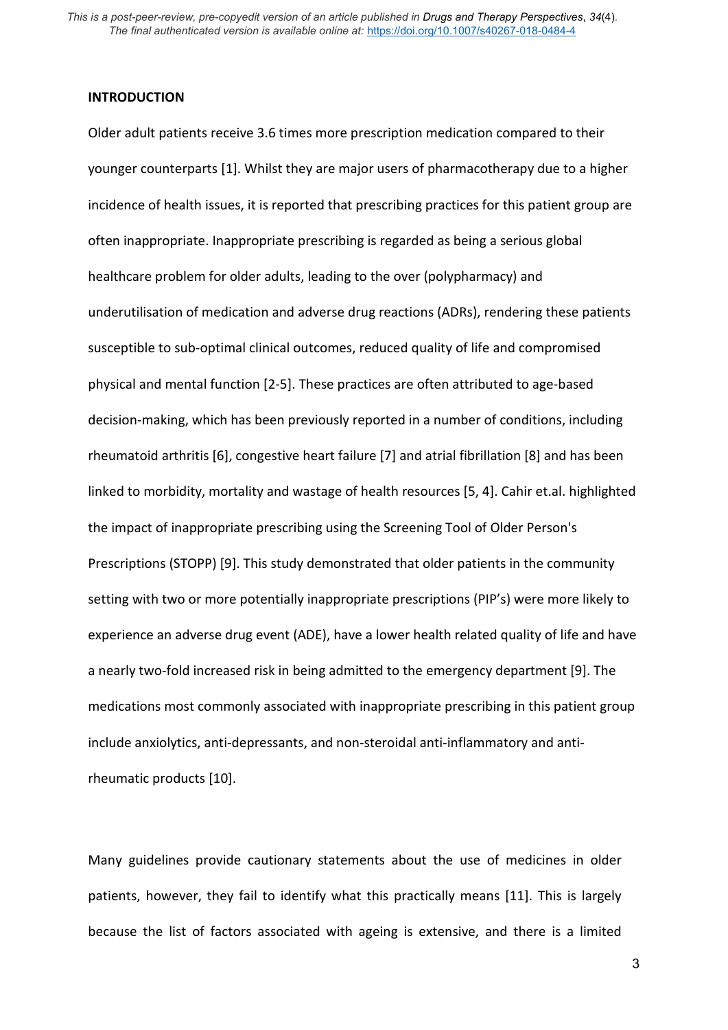## INTRODUCTION

Older adult patients receive 3.6 times more prescription medication compared to their younger counterparts [1]. Whilst they are major users of pharmacotherapy due to a higher incidence of health issues, it is reported that prescribing practices for this patient group are often inappropriate. Inappropriate prescribing is regarded as being a serious global healthcare problem for older adults, leading to the over (polypharmacy) and underutilisation of medication and adverse drug reactions (ADRs), rendering these patients susceptible to sub-optimal clinical outcomes, reduced quality of life and compromised physical and mental function [2-5]. These practices are often attributed to age-based decision-making, which has been previously reported in a number of conditions, including rheumatoid arthritis [6], congestive heart failure [7] and atrial fibrillation [8] and has been linked to morbidity, mortality and wastage of health resources [5, 4]. Cahir et.al. highlighted the impact of inappropriate prescribing using the Screening Tool of Older Person's Prescriptions (STOPP) [9]. This study demonstrated that older patients in the community setting with two or more potentially inappropriate prescriptions (PIP's) were more likely to experience an adverse drug event (ADE), have a lower health related quality of life and have a nearly two-fold increased risk in being admitted to the emergency department [9]. The medications most commonly associated with inappropriate prescribing in this patient group include anxiolytics, anti-depressants, and non-steroidal anti-inflammatory and anti-rheumatic products [10].

Many guidelines provide cautionary statements about the use of medicines in older patients, however, they fail to identify what this practically means [11]. This is largely because the list of factors associated with ageing is extensive, and there is a limited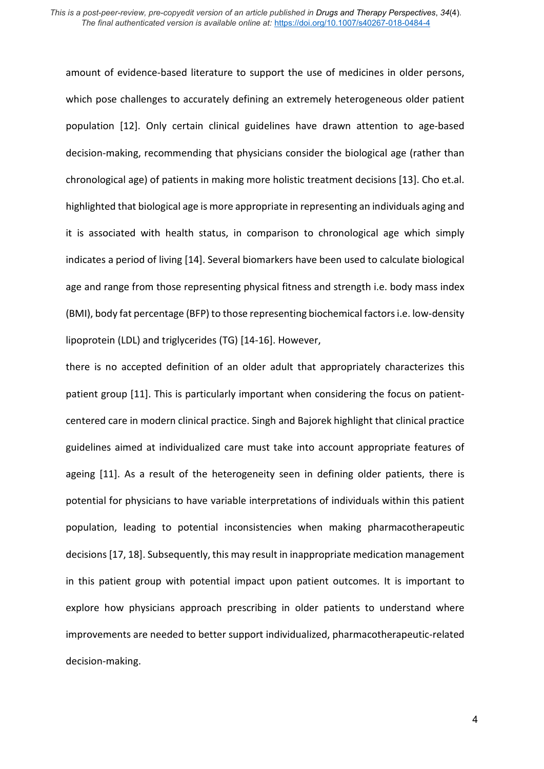amount of evidence-based literature to support the use of medicines in older persons, which pose challenges to accurately defining an extremely heterogeneous older patient population [12]. Only certain clinical guidelines have drawn attention to age-based decision-making, recommending that physicians consider the biological age (rather than chronological age) of patients in making more holistic treatment decisions [13]. Cho et.al. highlighted that biological age is more appropriate in representing an individuals aging and it is associated with health status, in comparison to chronological age which simply indicates a period of living [14]. Several biomarkers have been used to calculate biological age and range from those representing physical fitness and strength i.e. body mass index (BMI), body fat percentage (BFP) to those representing biochemical factors i.e. low-density lipoprotein (LDL) and triglycerides (TG) [14-16]. However,

there is no accepted definition of an older adult that appropriately characterizes this patient group [11]. This is particularly important when considering the focus on patient-centered care in modern clinical practice. Singh and Bajorek highlight that clinical practice guidelines aimed at individualized care must take into account appropriate features of ageing [11]. As a result of the heterogeneity seen in defining older patients, there is potential for physicians to have variable interpretations of individuals within this patient population, leading to potential inconsistencies when making pharmacotherapeutic decisions [17, 18]. Subsequently, this may result in inappropriate medication management in this patient group with potential impact upon patient outcomes. It is important to explore how physicians approach prescribing in older patients to understand where improvements are needed to better support individualized, pharmacotherapeutic-related decision-making.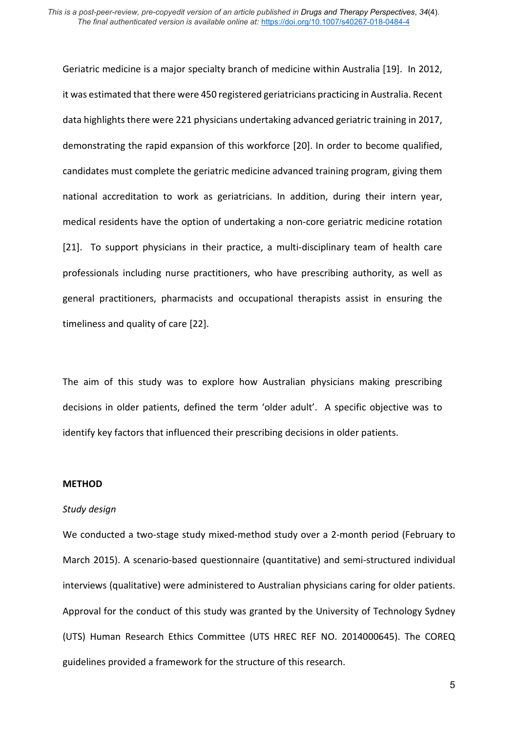Geriatric medicine is a major specialty branch of medicine within Australia [19]. In 2012, it was estimated that there were 450 registered geriatricians practicing in Australia. Recent data highlights there were 221 physicians undertaking advanced geriatric training in 2017, demonstrating the rapid expansion of this workforce [20]. In order to become qualified, candidates must complete the geriatric medicine advanced training program, giving them national accreditation to work as geriatricians. In addition, during their intern year, medical residents have the option of undertaking a non-core geriatric medicine rotation [21]. To support physicians in their practice, a multi-disciplinary team of health care professionals including nurse practitioners, who have prescribing authority, as well as general practitioners, pharmacists and occupational therapists assist in ensuring the timeliness and quality of care [22].

The aim of this study was to explore how Australian physicians making prescribing decisions in older patients, defined the term 'older adult'. A specific objective was to identify key factors that influenced their prescribing decisions in older patients.

## METHOD

*Study design*

We conducted a two-stage study mixed-method study over a 2-month period (February to March 2015). A scenario-based questionnaire (quantitative) and semi-structured individual interviews (qualitative) were administered to Australian physicians caring for older patients. Approval for the conduct of this study was granted by the University of Technology Sydney (UTS) Human Research Ethics Committee (UTS HREC REF NO. 2014000645). The COREQ guidelines provided a framework for the structure of this research.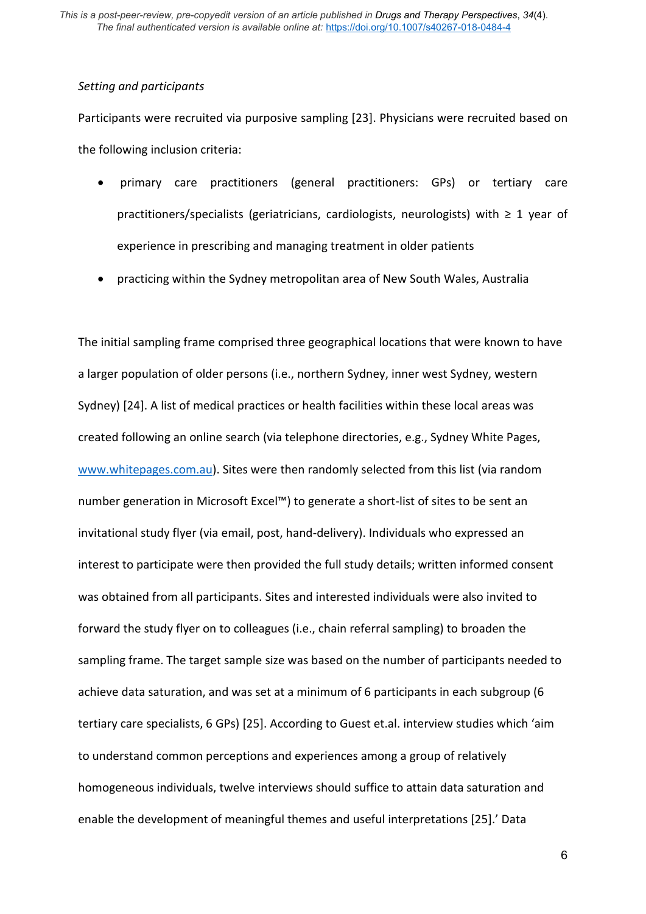*Setting and participants*

Participants were recruited via purposive sampling [23]. Physicians were recruited based on the following inclusion criteria:

- primary care practitioners (general practitioners: GPs) or tertiary care practitioners/specialists (geriatricians, cardiologists, neurologists) with ≥ 1 year of experience in prescribing and managing treatment in older patients
- practicing within the Sydney metropolitan area of New South Wales, Australia

The initial sampling frame comprised three geographical locations that were known to have a larger population of older persons (i.e., northern Sydney, inner west Sydney, western Sydney) [24]. A list of medical practices or health facilities within these local areas was created following an online search (via telephone directories, e.g., Sydney White Pages, www.whitepages.com.au). Sites were then randomly selected from this list (via random number generation in Microsoft Excel™) to generate a short-list of sites to be sent an invitational study flyer (via email, post, hand-delivery). Individuals who expressed an interest to participate were then provided the full study details; written informed consent was obtained from all participants. Sites and interested individuals were also invited to forward the study flyer on to colleagues (i.e., chain referral sampling) to broaden the sampling frame. The target sample size was based on the number of participants needed to achieve data saturation, and was set at a minimum of 6 participants in each subgroup (6 tertiary care specialists, 6 GPs) [25]. According to Guest et.al. interview studies which 'aim to understand common perceptions and experiences among a group of relatively homogeneous individuals, twelve interviews should suffice to attain data saturation and enable the development of meaningful themes and useful interpretations [25].' Data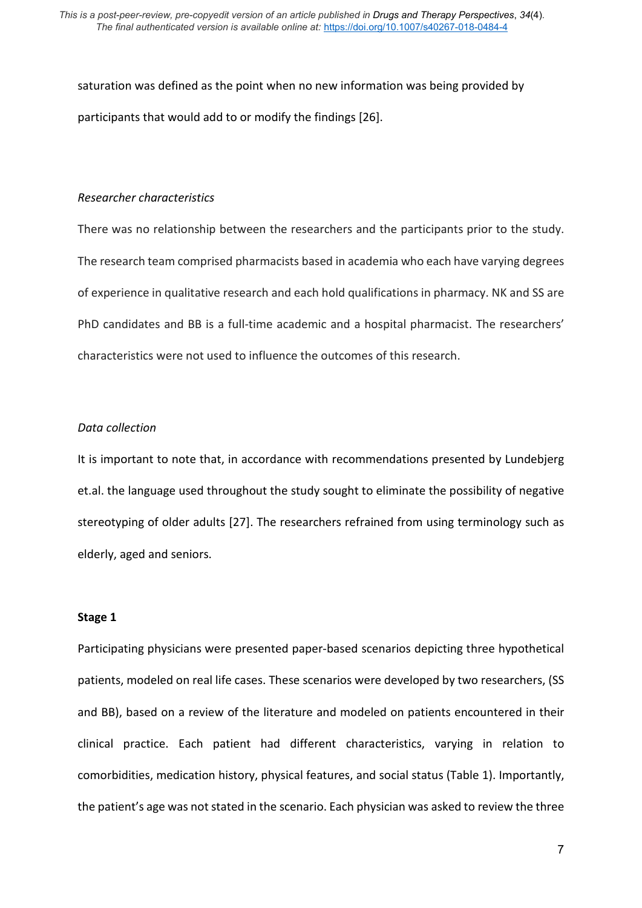saturation was defined as the point when no new information was being provided by participants that would add to or modify the findings [26].

*Researcher characteristics*

There was no relationship between the researchers and the participants prior to the study. The research team comprised pharmacists based in academia who each have varying degrees of experience in qualitative research and each hold qualifications in pharmacy. NK and SS are PhD candidates and BB is a full-time academic and a hospital pharmacist. The researchers' characteristics were not used to influence the outcomes of this research.

*Data collection*

It is important to note that, in accordance with recommendations presented by Lundebjerg et.al. the language used throughout the study sought to eliminate the possibility of negative stereotyping of older adults [27]. The researchers refrained from using terminology such as elderly, aged and seniors.

**Stage 1**

Participating physicians were presented paper-based scenarios depicting three hypothetical patients, modeled on real life cases. These scenarios were developed by two researchers, (SS and BB), based on a review of the literature and modeled on patients encountered in their clinical practice. Each patient had different characteristics, varying in relation to comorbidities, medication history, physical features, and social status (Table 1). Importantly, the patient's age was not stated in the scenario. Each physician was asked to review the three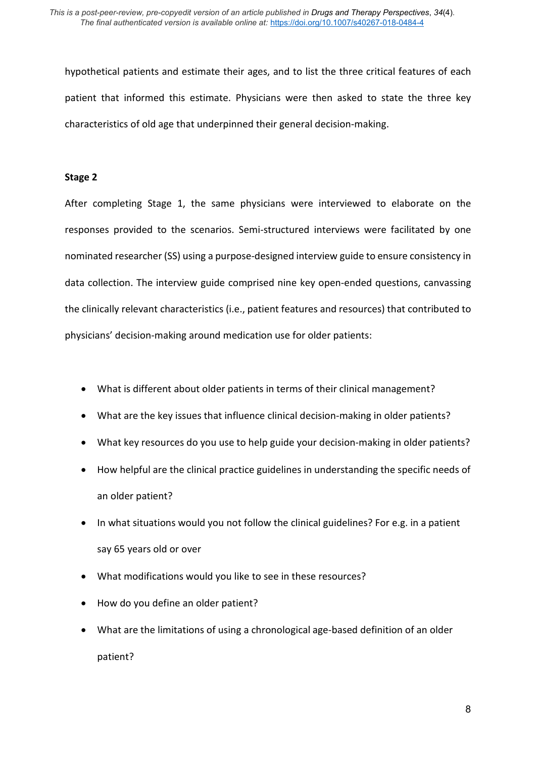hypothetical patients and estimate their ages, and to list the three critical features of each patient that informed this estimate. Physicians were then asked to state the three key characteristics of old age that underpinned their general decision-making.

**Stage 2**

After completing Stage 1, the same physicians were interviewed to elaborate on the responses provided to the scenarios. Semi-structured interviews were facilitated by one nominated researcher (SS) using a purpose-designed interview guide to ensure consistency in data collection. The interview guide comprised nine key open-ended questions, canvassing the clinically relevant characteristics (i.e., patient features and resources) that contributed to physicians' decision-making around medication use for older patients:

- What is different about older patients in terms of their clinical management?
- What are the key issues that influence clinical decision-making in older patients?
- What key resources do you use to help guide your decision-making in older patients?
- How helpful are the clinical practice guidelines in understanding the specific needs of an older patient?
- In what situations would you not follow the clinical guidelines? For e.g. in a patient say 65 years old or over
- What modifications would you like to see in these resources?
- How do you define an older patient?
- What are the limitations of using a chronological age-based definition of an older patient?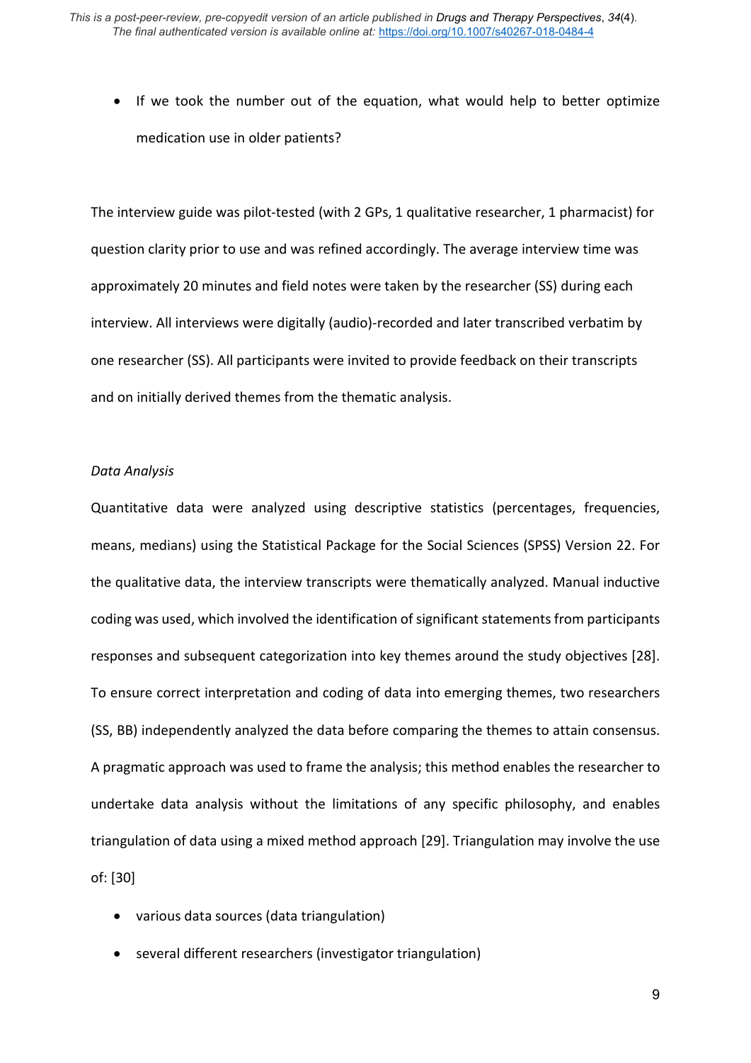- If we took the number out of the equation, what would help to better optimize medication use in older patients?

The interview guide was pilot-tested (with 2 GPs, 1 qualitative researcher, 1 pharmacist) for question clarity prior to use and was refined accordingly. The average interview time was approximately 20 minutes and field notes were taken by the researcher (SS) during each interview. All interviews were digitally (audio)-recorded and later transcribed verbatim by one researcher (SS). All participants were invited to provide feedback on their transcripts and on initially derived themes from the thematic analysis.

*Data Analysis*

Quantitative data were analyzed using descriptive statistics (percentages, frequencies, means, medians) using the Statistical Package for the Social Sciences (SPSS) Version 22. For the qualitative data, the interview transcripts were thematically analyzed. Manual inductive coding was used, which involved the identification of significant statements from participants responses and subsequent categorization into key themes around the study objectives [28]. To ensure correct interpretation and coding of data into emerging themes, two researchers (SS, BB) independently analyzed the data before comparing the themes to attain consensus. A pragmatic approach was used to frame the analysis; this method enables the researcher to undertake data analysis without the limitations of any specific philosophy, and enables triangulation of data using a mixed method approach [29]. Triangulation may involve the use of: [30]

- various data sources (data triangulation)
- several different researchers (investigator triangulation)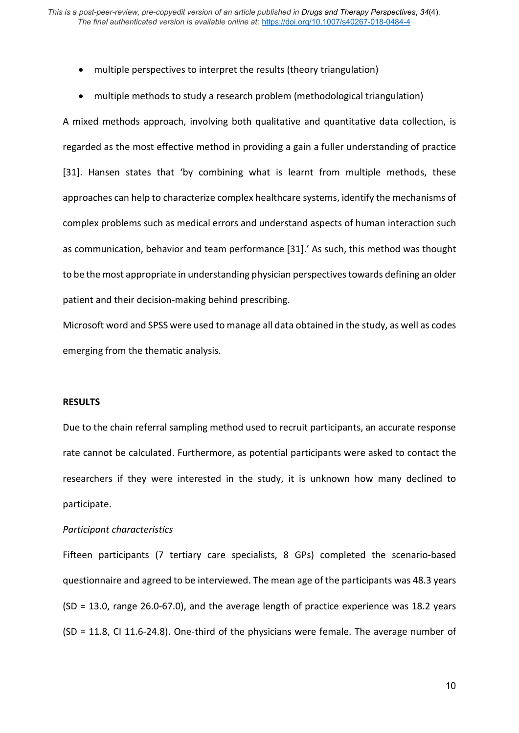- multiple perspectives to interpret the results (theory triangulation)
- multiple methods to study a research problem (methodological triangulation)

A mixed methods approach, involving both qualitative and quantitative data collection, is regarded as the most effective method in providing a gain a fuller understanding of practice [31]. Hansen states that 'by combining what is learnt from multiple methods, these approaches can help to characterize complex healthcare systems, identify the mechanisms of complex problems such as medical errors and understand aspects of human interaction such as communication, behavior and team performance [31].' As such, this method was thought to be the most appropriate in understanding physician perspectives towards defining an older patient and their decision-making behind prescribing.

Microsoft word and SPSS were used to manage all data obtained in the study, as well as codes emerging from the thematic analysis.

**RESULTS**

Due to the chain referral sampling method used to recruit participants, an accurate response rate cannot be calculated. Furthermore, as potential participants were asked to contact the researchers if they were interested in the study, it is unknown how many declined to participate.

*Participant characteristics*

Fifteen participants (7 tertiary care specialists, 8 GPs) completed the scenario-based questionnaire and agreed to be interviewed. The mean age of the participants was 48.3 years (SD = 13.0, range 26.0-67.0), and the average length of practice experience was 18.2 years (SD = 11.8, CI 11.6-24.8). One-third of the physicians were female. The average number of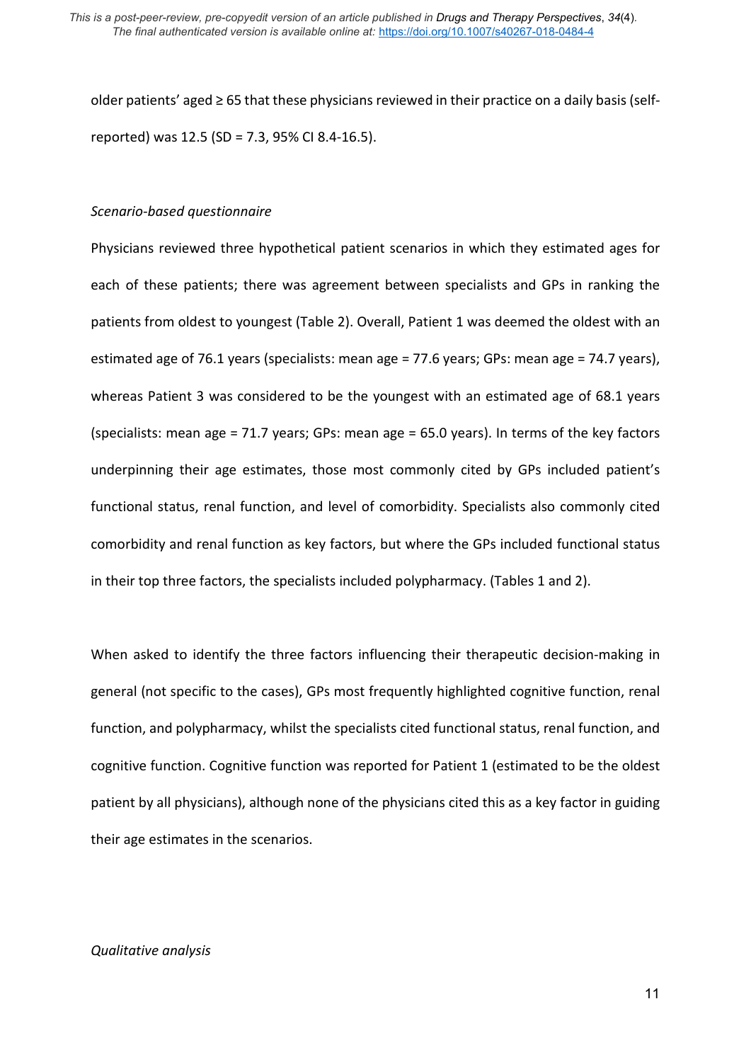older patients' aged ≥ 65 that these physicians reviewed in their practice on a daily basis (self-reported) was 12.5 (SD = 7.3, 95% CI 8.4-16.5).

*Scenario-based questionnaire*

Physicians reviewed three hypothetical patient scenarios in which they estimated ages for each of these patients; there was agreement between specialists and GPs in ranking the patients from oldest to youngest (Table 2). Overall, Patient 1 was deemed the oldest with an estimated age of 76.1 years (specialists: mean age = 77.6 years; GPs: mean age = 74.7 years), whereas Patient 3 was considered to be the youngest with an estimated age of 68.1 years (specialists: mean age = 71.7 years; GPs: mean age = 65.0 years). In terms of the key factors underpinning their age estimates, those most commonly cited by GPs included patient's functional status, renal function, and level of comorbidity. Specialists also commonly cited comorbidity and renal function as key factors, but where the GPs included functional status in their top three factors, the specialists included polypharmacy. (Tables 1 and 2).

When asked to identify the three factors influencing their therapeutic decision-making in general (not specific to the cases), GPs most frequently highlighted cognitive function, renal function, and polypharmacy, whilst the specialists cited functional status, renal function, and cognitive function. Cognitive function was reported for Patient 1 (estimated to be the oldest patient by all physicians), although none of the physicians cited this as a key factor in guiding their age estimates in the scenarios.

*Qualitative analysis*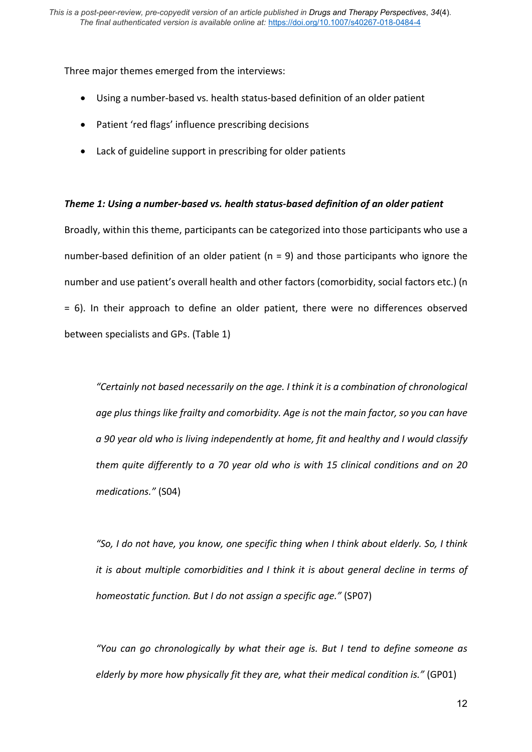Three major themes emerged from the interviews:

- Using a number-based vs. health status-based definition of an older patient
- Patient 'red flags' influence prescribing decisions
- Lack of guideline support in prescribing for older patients

***Theme 1: Using a number-based vs. health status-based definition of an older patient***

Broadly, within this theme, participants can be categorized into those participants who use a number-based definition of an older patient (n = 9) and those participants who ignore the number and use patient's overall health and other factors (comorbidity, social factors etc.) (n = 6). In their approach to define an older patient, there were no differences observed between specialists and GPs. (Table 1)

> *"Certainly not based necessarily on the age. I think it is a combination of chronological age plus things like frailty and comorbidity. Age is not the main factor, so you can have a 90 year old who is living independently at home, fit and healthy and I would classify them quite differently to a 70 year old who is with 15 clinical conditions and on 20 medications."* (S04)

> *"So, I do not have, you know, one specific thing when I think about elderly. So, I think it is about multiple comorbidities and I think it is about general decline in terms of homeostatic function. But I do not assign a specific age."* (SP07)

> *"You can go chronologically by what their age is. But I tend to define someone as elderly by more how physically fit they are, what their medical condition is."* (GP01)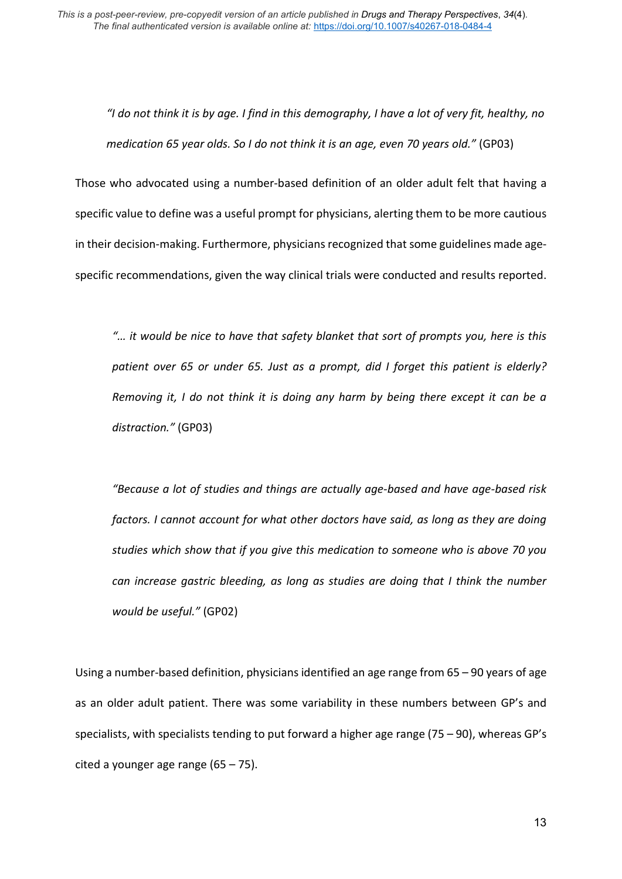> *"I do not think it is by age. I find in this demography, I have a lot of very fit, healthy, no medication 65 year olds. So I do not think it is an age, even 70 years old."* (GP03)

Those who advocated using a number-based definition of an older adult felt that having a specific value to define was a useful prompt for physicians, alerting them to be more cautious in their decision-making. Furthermore, physicians recognized that some guidelines made age-specific recommendations, given the way clinical trials were conducted and results reported.

> *"… it would be nice to have that safety blanket that sort of prompts you, here is this patient over 65 or under 65. Just as a prompt, did I forget this patient is elderly? Removing it, I do not think it is doing any harm by being there except it can be a distraction."* (GP03)

> *"Because a lot of studies and things are actually age-based and have age-based risk factors. I cannot account for what other doctors have said, as long as they are doing studies which show that if you give this medication to someone who is above 70 you can increase gastric bleeding, as long as studies are doing that I think the number would be useful."* (GP02)

Using a number-based definition, physicians identified an age range from 65 – 90 years of age as an older adult patient. There was some variability in these numbers between GP's and specialists, with specialists tending to put forward a higher age range (75 – 90), whereas GP's cited a younger age range (65 – 75).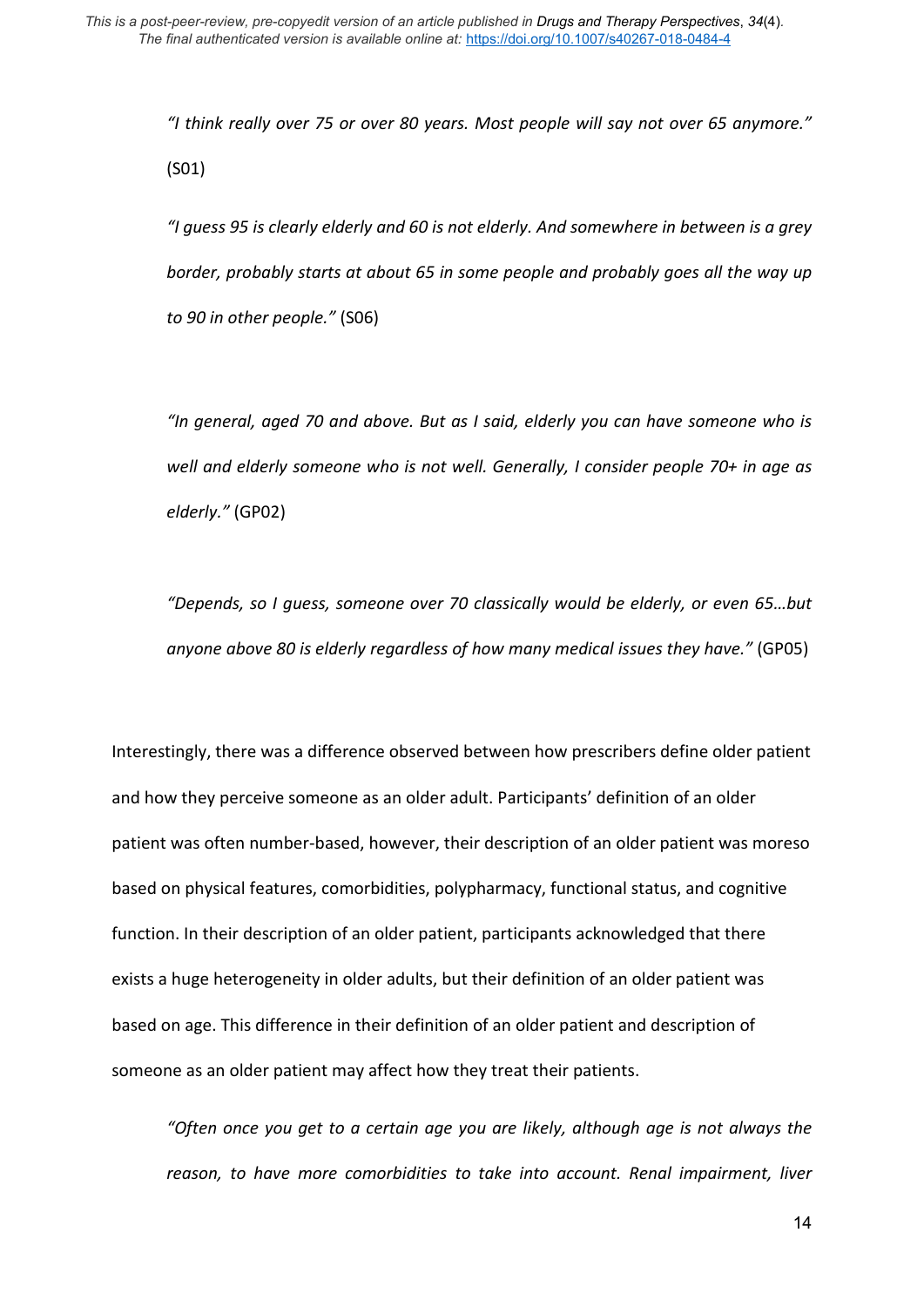*"I think really over 75 or over 80 years. Most people will say not over 65 anymore."* (S01)

*"I guess 95 is clearly elderly and 60 is not elderly. And somewhere in between is a grey border, probably starts at about 65 in some people and probably goes all the way up to 90 in other people."* (S06)

*"In general, aged 70 and above. But as I said, elderly you can have someone who is well and elderly someone who is not well. Generally, I consider people 70+ in age as elderly."* (GP02)

*"Depends, so I guess, someone over 70 classically would be elderly, or even 65…but anyone above 80 is elderly regardless of how many medical issues they have."* (GP05)

Interestingly, there was a difference observed between how prescribers define older patient and how they perceive someone as an older adult. Participants' definition of an older patient was often number-based, however, their description of an older patient was moreso based on physical features, comorbidities, polypharmacy, functional status, and cognitive function. In their description of an older patient, participants acknowledged that there exists a huge heterogeneity in older adults, but their definition of an older patient was based on age. This difference in their definition of an older patient and description of someone as an older patient may affect how they treat their patients.

*"Often once you get to a certain age you are likely, although age is not always the reason, to have more comorbidities to take into account. Renal impairment, liver*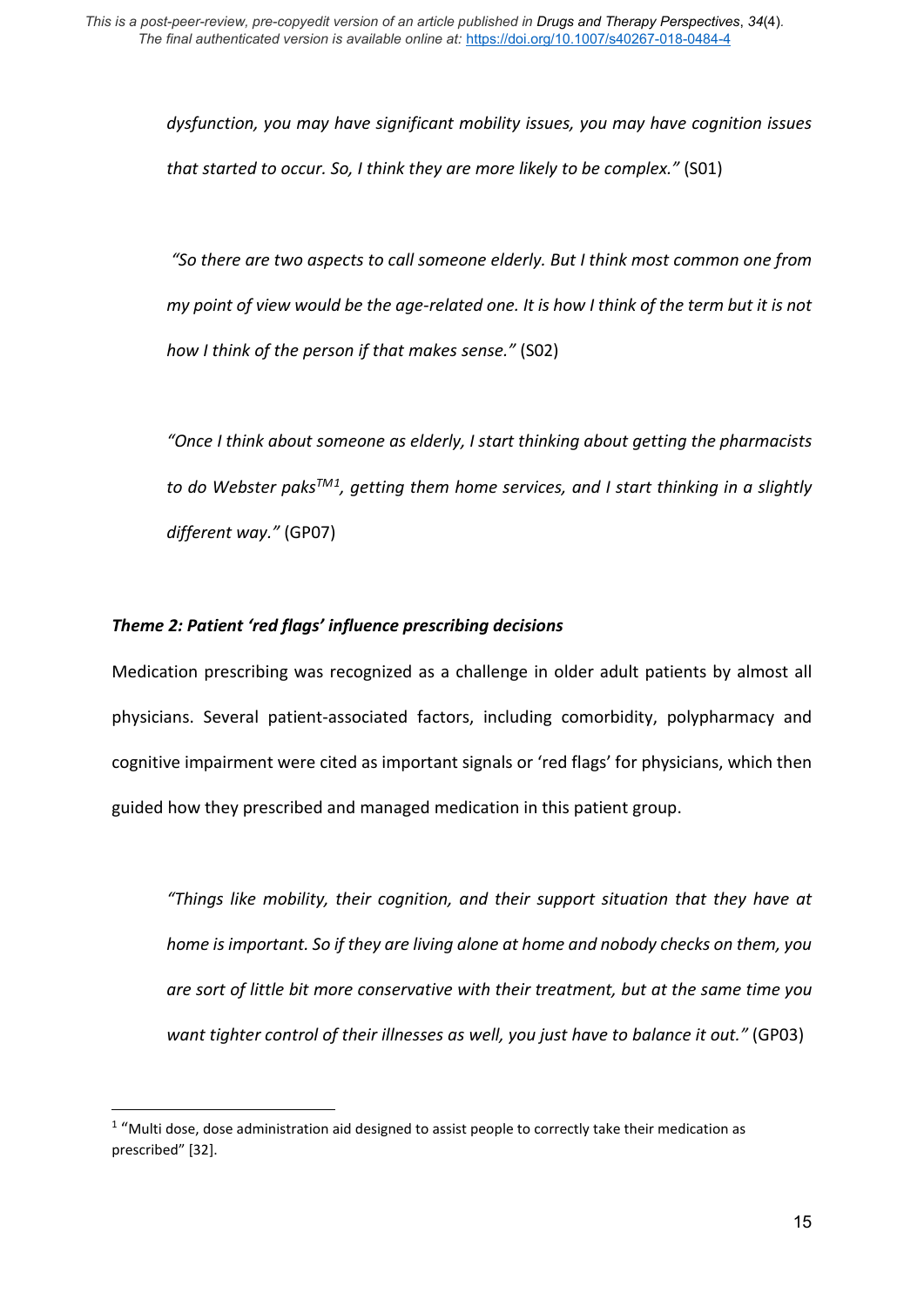*dysfunction, you may have significant mobility issues, you may have cognition issues that started to occur. So, I think they are more likely to be complex."* (S01)

*"So there are two aspects to call someone elderly. But I think most common one from my point of view would be the age-related one. It is how I think of the term but it is not how I think of the person if that makes sense."* (S02)

*"Once I think about someone as elderly, I start thinking about getting the pharmacists to do Webster paks™[1], getting them home services, and I start thinking in a slightly different way."* (GP07)

### *Theme 2: Patient 'red flags' influence prescribing decisions*

Medication prescribing was recognized as a challenge in older adult patients by almost all physicians. Several patient-associated factors, including comorbidity, polypharmacy and cognitive impairment were cited as important signals or 'red flags' for physicians, which then guided how they prescribed and managed medication in this patient group.

*"Things like mobility, their cognition, and their support situation that they have at home is important. So if they are living alone at home and nobody checks on them, you are sort of little bit more conservative with their treatment, but at the same time you want tighter control of their illnesses as well, you just have to balance it out."* (GP03)

---

[1] "Multi dose, dose administration aid designed to assist people to correctly take their medication as prescribed" [32].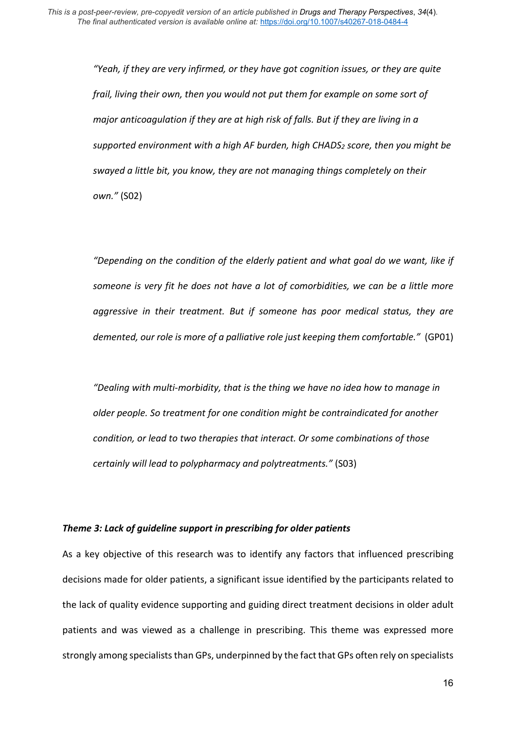*"Yeah, if they are very infirmed, or they have got cognition issues, or they are quite frail, living their own, then you would not put them for example on some sort of major anticoagulation if they are at high risk of falls. But if they are living in a supported environment with a high AF burden, high CHADS$_2$ score, then you might be swayed a little bit, you know, they are not managing things completely on their own."* (S02)

*"Depending on the condition of the elderly patient and what goal do we want, like if someone is very fit he does not have a lot of comorbidities, we can be a little more aggressive in their treatment. But if someone has poor medical status, they are demented, our role is more of a palliative role just keeping them comfortable."* (GP01)

*"Dealing with multi-morbidity, that is the thing we have no idea how to manage in older people. So treatment for one condition might be contraindicated for another condition, or lead to two therapies that interact. Or some combinations of those certainly will lead to polypharmacy and polytreatments."* (S03)

### *Theme 3: Lack of guideline support in prescribing for older patients*

As a key objective of this research was to identify any factors that influenced prescribing decisions made for older patients, a significant issue identified by the participants related to the lack of quality evidence supporting and guiding direct treatment decisions in older adult patients and was viewed as a challenge in prescribing. This theme was expressed more strongly among specialists than GPs, underpinned by the fact that GPs often rely on specialists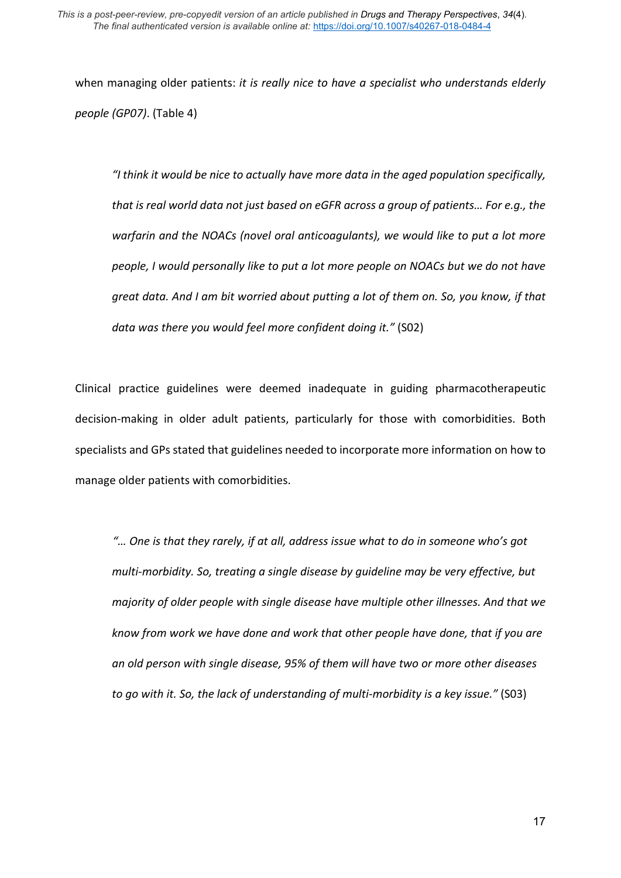when managing older patients: *it is really nice to have a specialist who understands elderly people (GP07)*. (Table 4)

> *"I think it would be nice to actually have more data in the aged population specifically, that is real world data not just based on eGFR across a group of patients… For e.g., the warfarin and the NOACs (novel oral anticoagulants), we would like to put a lot more people, I would personally like to put a lot more people on NOACs but we do not have great data. And I am bit worried about putting a lot of them on. So, you know, if that data was there you would feel more confident doing it."* (S02)

Clinical practice guidelines were deemed inadequate in guiding pharmacotherapeutic decision-making in older adult patients, particularly for those with comorbidities. Both specialists and GPs stated that guidelines needed to incorporate more information on how to manage older patients with comorbidities.

> *"… One is that they rarely, if at all, address issue what to do in someone who's got multi-morbidity. So, treating a single disease by guideline may be very effective, but majority of older people with single disease have multiple other illnesses. And that we know from work we have done and work that other people have done, that if you are an old person with single disease, 95% of them will have two or more other diseases to go with it. So, the lack of understanding of multi-morbidity is a key issue."* (S03)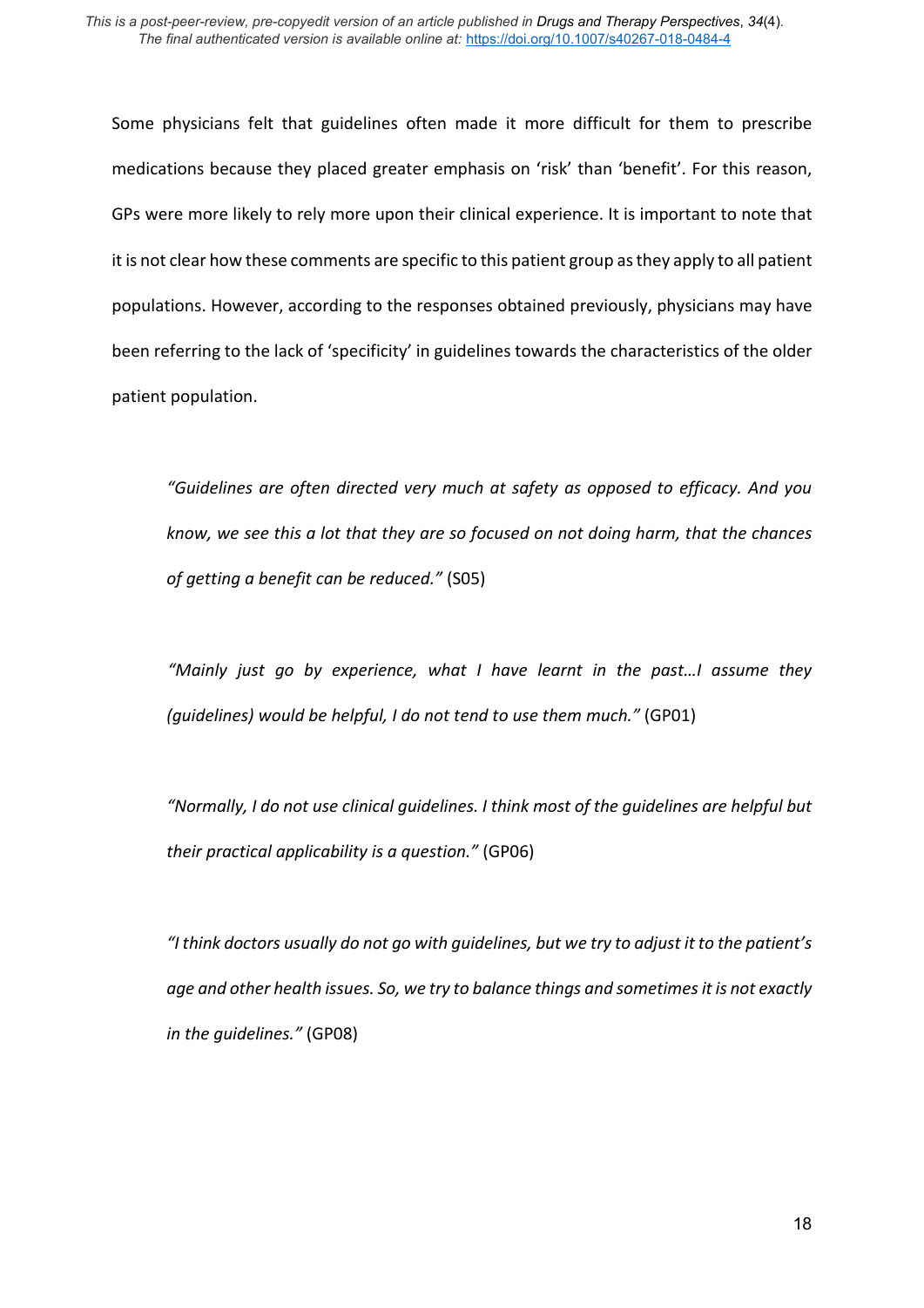Some physicians felt that guidelines often made it more difficult for them to prescribe medications because they placed greater emphasis on 'risk' than 'benefit'. For this reason, GPs were more likely to rely more upon their clinical experience. It is important to note that it is not clear how these comments are specific to this patient group as they apply to all patient populations. However, according to the responses obtained previously, physicians may have been referring to the lack of 'specificity' in guidelines towards the characteristics of the older patient population.

> *"Guidelines are often directed very much at safety as opposed to efficacy. And you know, we see this a lot that they are so focused on not doing harm, that the chances of getting a benefit can be reduced."* (S05)

> *"Mainly just go by experience, what I have learnt in the past…I assume they (guidelines) would be helpful, I do not tend to use them much."* (GP01)

> *"Normally, I do not use clinical guidelines. I think most of the guidelines are helpful but their practical applicability is a question."* (GP06)

> *"I think doctors usually do not go with guidelines, but we try to adjust it to the patient's age and other health issues. So, we try to balance things and sometimes it is not exactly in the guidelines."* (GP08)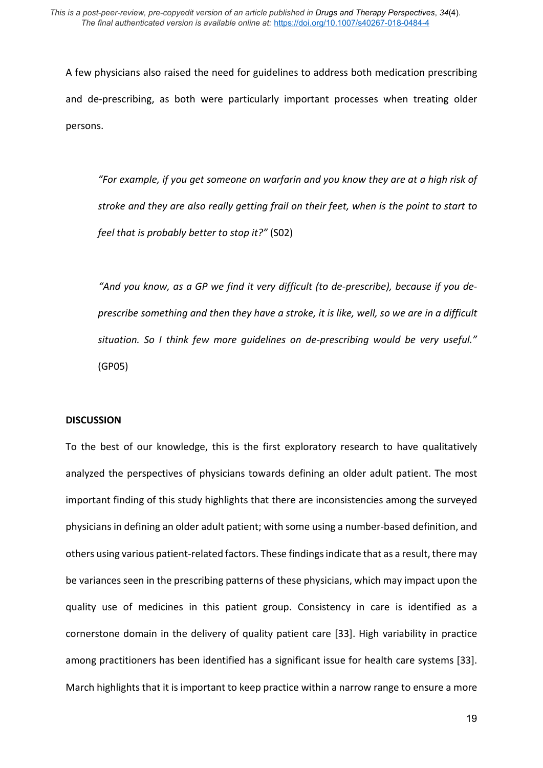A few physicians also raised the need for guidelines to address both medication prescribing and de-prescribing, as both were particularly important processes when treating older persons.

> *"For example, if you get someone on warfarin and you know they are at a high risk of stroke and they are also really getting frail on their feet, when is the point to start to feel that is probably better to stop it?"* (S02)

> *"And you know, as a GP we find it very difficult (to de-prescribe), because if you de-prescribe something and then they have a stroke, it is like, well, so we are in a difficult situation. So I think few more guidelines on de-prescribing would be very useful."* (GP05)

**DISCUSSION**

To the best of our knowledge, this is the first exploratory research to have qualitatively analyzed the perspectives of physicians towards defining an older adult patient. The most important finding of this study highlights that there are inconsistencies among the surveyed physicians in defining an older adult patient; with some using a number-based definition, and others using various patient-related factors. These findings indicate that as a result, there may be variances seen in the prescribing patterns of these physicians, which may impact upon the quality use of medicines in this patient group. Consistency in care is identified as a cornerstone domain in the delivery of quality patient care [33]. High variability in practice among practitioners has been identified has a significant issue for health care systems [33]. March highlights that it is important to keep practice within a narrow range to ensure a more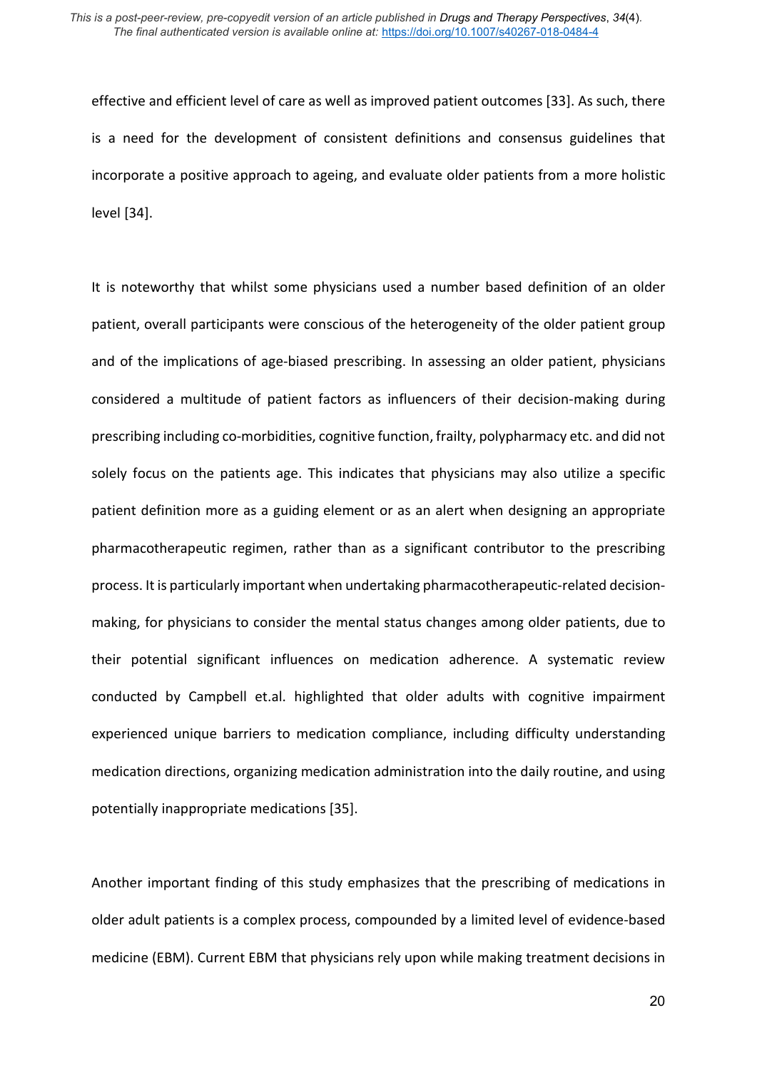effective and efficient level of care as well as improved patient outcomes [33]. As such, there is a need for the development of consistent definitions and consensus guidelines that incorporate a positive approach to ageing, and evaluate older patients from a more holistic level [34].

It is noteworthy that whilst some physicians used a number based definition of an older patient, overall participants were conscious of the heterogeneity of the older patient group and of the implications of age-biased prescribing. In assessing an older patient, physicians considered a multitude of patient factors as influencers of their decision-making during prescribing including co-morbidities, cognitive function, frailty, polypharmacy etc. and did not solely focus on the patients age. This indicates that physicians may also utilize a specific patient definition more as a guiding element or as an alert when designing an appropriate pharmacotherapeutic regimen, rather than as a significant contributor to the prescribing process. It is particularly important when undertaking pharmacotherapeutic-related decision-making, for physicians to consider the mental status changes among older patients, due to their potential significant influences on medication adherence. A systematic review conducted by Campbell et.al. highlighted that older adults with cognitive impairment experienced unique barriers to medication compliance, including difficulty understanding medication directions, organizing medication administration into the daily routine, and using potentially inappropriate medications [35].

Another important finding of this study emphasizes that the prescribing of medications in older adult patients is a complex process, compounded by a limited level of evidence-based medicine (EBM). Current EBM that physicians rely upon while making treatment decisions in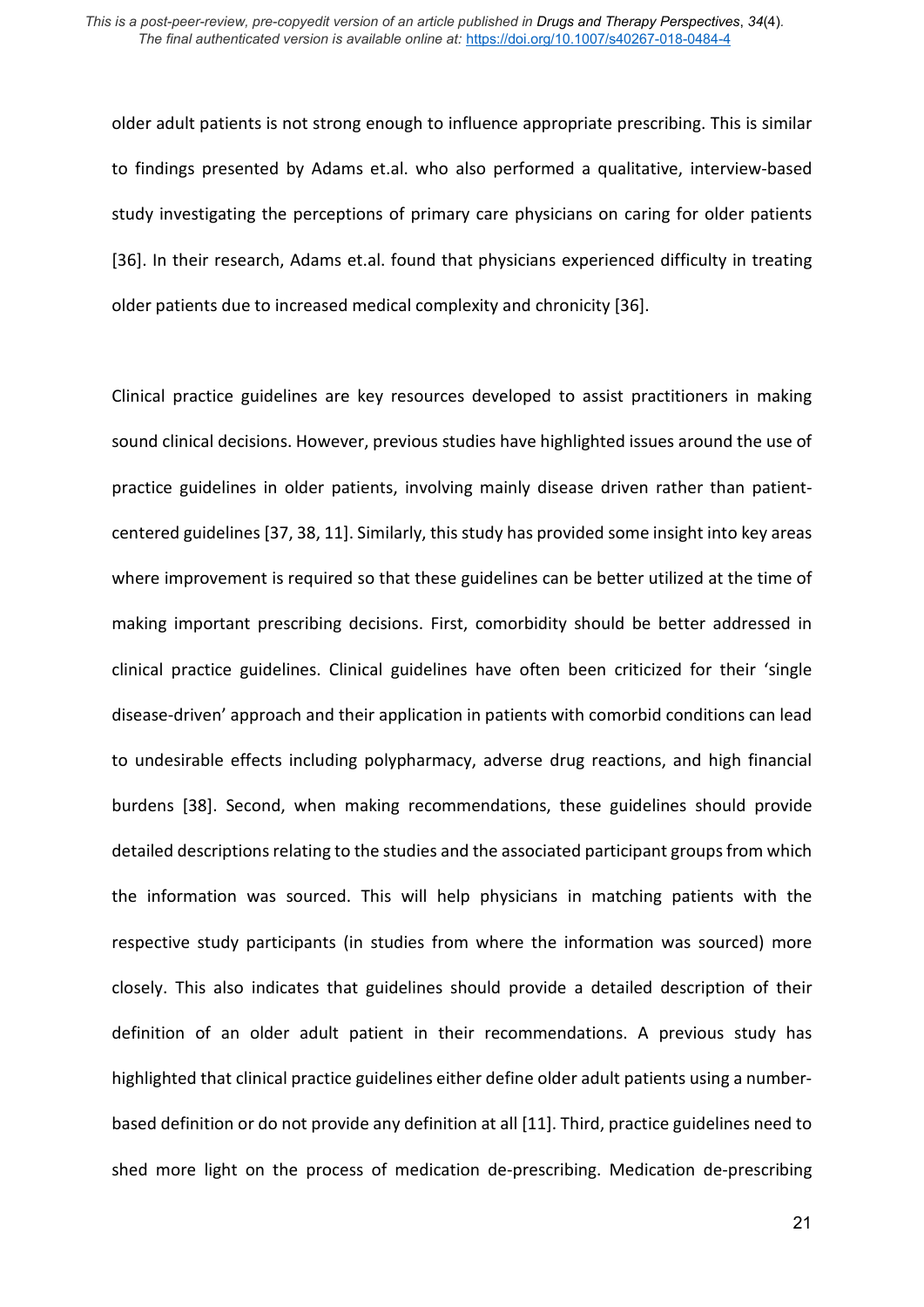older adult patients is not strong enough to influence appropriate prescribing. This is similar to findings presented by Adams et.al. who also performed a qualitative, interview-based study investigating the perceptions of primary care physicians on caring for older patients [36]. In their research, Adams et.al. found that physicians experienced difficulty in treating older patients due to increased medical complexity and chronicity [36].

Clinical practice guidelines are key resources developed to assist practitioners in making sound clinical decisions. However, previous studies have highlighted issues around the use of practice guidelines in older patients, involving mainly disease driven rather than patient-centered guidelines [37, 38, 11]. Similarly, this study has provided some insight into key areas where improvement is required so that these guidelines can be better utilized at the time of making important prescribing decisions. First, comorbidity should be better addressed in clinical practice guidelines. Clinical guidelines have often been criticized for their 'single disease-driven' approach and their application in patients with comorbid conditions can lead to undesirable effects including polypharmacy, adverse drug reactions, and high financial burdens [38]. Second, when making recommendations, these guidelines should provide detailed descriptions relating to the studies and the associated participant groups from which the information was sourced. This will help physicians in matching patients with the respective study participants (in studies from where the information was sourced) more closely. This also indicates that guidelines should provide a detailed description of their definition of an older adult patient in their recommendations. A previous study has highlighted that clinical practice guidelines either define older adult patients using a number-based definition or do not provide any definition at all [11]. Third, practice guidelines need to shed more light on the process of medication de-prescribing. Medication de-prescribing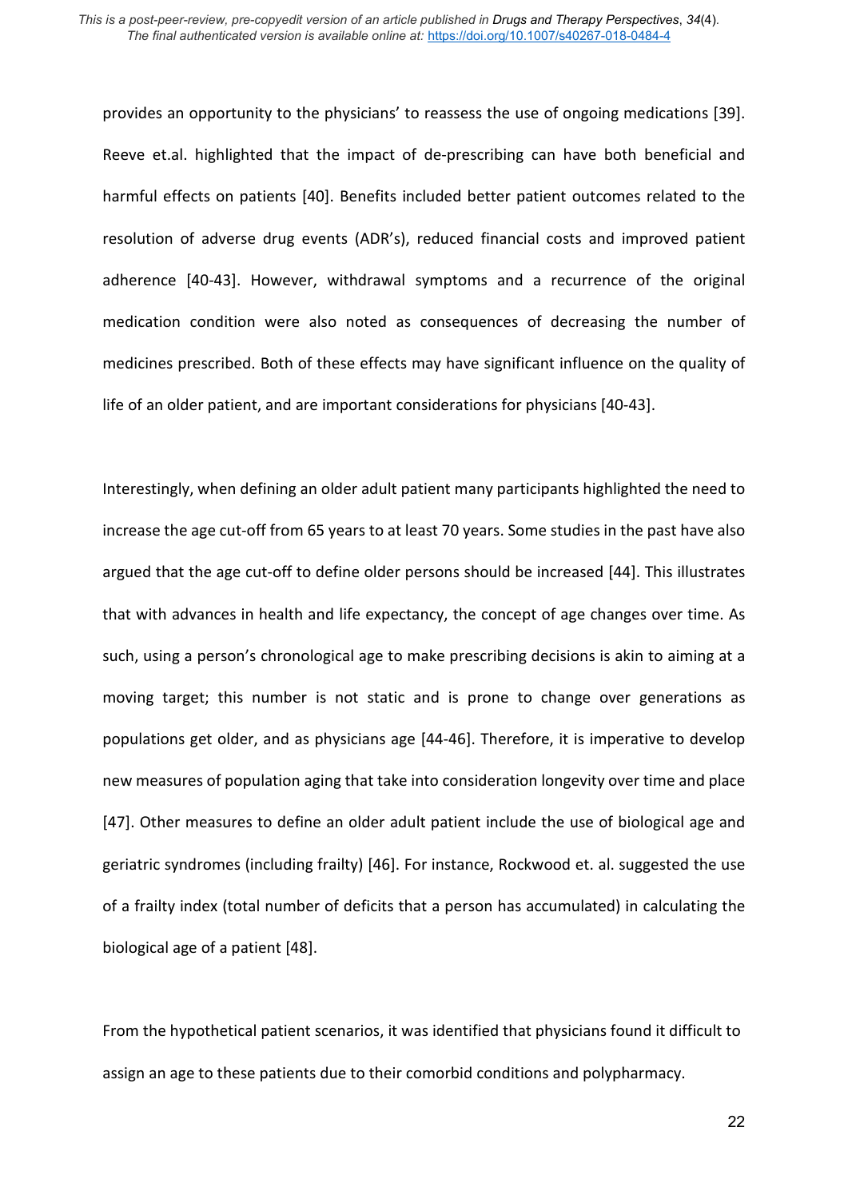provides an opportunity to the physicians' to reassess the use of ongoing medications [39]. Reeve et.al. highlighted that the impact of de-prescribing can have both beneficial and harmful effects on patients [40]. Benefits included better patient outcomes related to the resolution of adverse drug events (ADR's), reduced financial costs and improved patient adherence [40-43]. However, withdrawal symptoms and a recurrence of the original medication condition were also noted as consequences of decreasing the number of medicines prescribed. Both of these effects may have significant influence on the quality of life of an older patient, and are important considerations for physicians [40-43].

Interestingly, when defining an older adult patient many participants highlighted the need to increase the age cut-off from 65 years to at least 70 years. Some studies in the past have also argued that the age cut-off to define older persons should be increased [44]. This illustrates that with advances in health and life expectancy, the concept of age changes over time. As such, using a person's chronological age to make prescribing decisions is akin to aiming at a moving target; this number is not static and is prone to change over generations as populations get older, and as physicians age [44-46]. Therefore, it is imperative to develop new measures of population aging that take into consideration longevity over time and place [47]. Other measures to define an older adult patient include the use of biological age and geriatric syndromes (including frailty) [46]. For instance, Rockwood et. al. suggested the use of a frailty index (total number of deficits that a person has accumulated) in calculating the biological age of a patient [48].

From the hypothetical patient scenarios, it was identified that physicians found it difficult to assign an age to these patients due to their comorbid conditions and polypharmacy.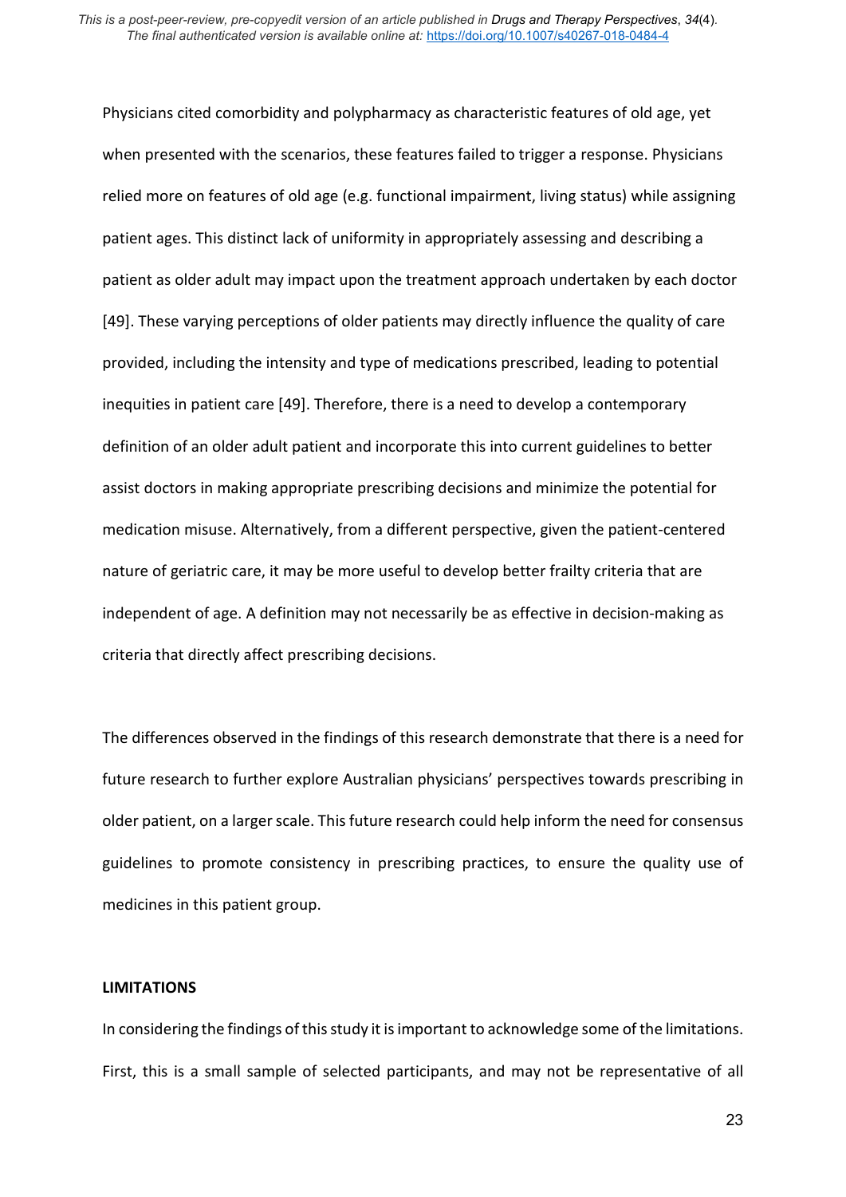Physicians cited comorbidity and polypharmacy as characteristic features of old age, yet when presented with the scenarios, these features failed to trigger a response. Physicians relied more on features of old age (e.g. functional impairment, living status) while assigning patient ages. This distinct lack of uniformity in appropriately assessing and describing a patient as older adult may impact upon the treatment approach undertaken by each doctor [49]. These varying perceptions of older patients may directly influence the quality of care provided, including the intensity and type of medications prescribed, leading to potential inequities in patient care [49]. Therefore, there is a need to develop a contemporary definition of an older adult patient and incorporate this into current guidelines to better assist doctors in making appropriate prescribing decisions and minimize the potential for medication misuse. Alternatively, from a different perspective, given the patient-centered nature of geriatric care, it may be more useful to develop better frailty criteria that are independent of age. A definition may not necessarily be as effective in decision-making as criteria that directly affect prescribing decisions.

The differences observed in the findings of this research demonstrate that there is a need for future research to further explore Australian physicians' perspectives towards prescribing in older patient, on a larger scale. This future research could help inform the need for consensus guidelines to promote consistency in prescribing practices, to ensure the quality use of medicines in this patient group.

**LIMITATIONS**

In considering the findings of this study it is important to acknowledge some of the limitations. First, this is a small sample of selected participants, and may not be representative of all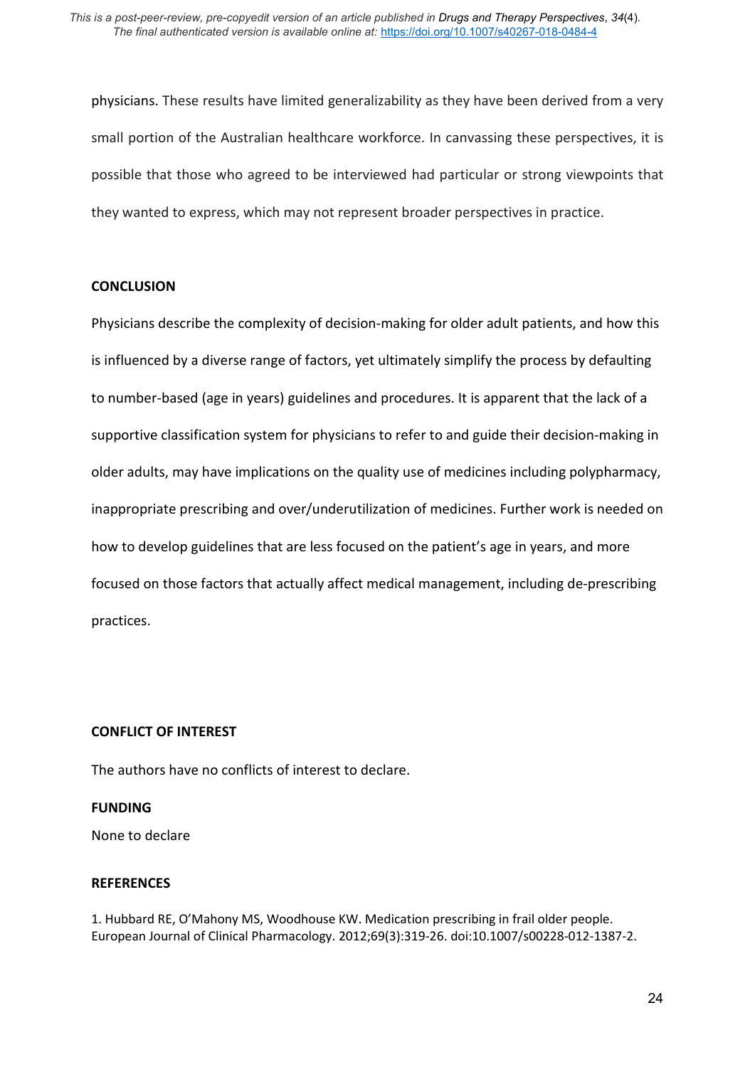physicians. These results have limited generalizability as they have been derived from a very small portion of the Australian healthcare workforce. In canvassing these perspectives, it is possible that those who agreed to be interviewed had particular or strong viewpoints that they wanted to express, which may not represent broader perspectives in practice.

## CONCLUSION

Physicians describe the complexity of decision-making for older adult patients, and how this is influenced by a diverse range of factors, yet ultimately simplify the process by defaulting to number-based (age in years) guidelines and procedures. It is apparent that the lack of a supportive classification system for physicians to refer to and guide their decision-making in older adults, may have implications on the quality use of medicines including polypharmacy, inappropriate prescribing and over/underutilization of medicines. Further work is needed on how to develop guidelines that are less focused on the patient's age in years, and more focused on those factors that actually affect medical management, including de-prescribing practices.

## CONFLICT OF INTEREST

The authors have no conflicts of interest to declare.

## FUNDING

None to declare

## REFERENCES

1. Hubbard RE, O'Mahony MS, Woodhouse KW. Medication prescribing in frail older people. European Journal of Clinical Pharmacology. 2012;69(3):319-26. doi:10.1007/s00228-012-1387-2.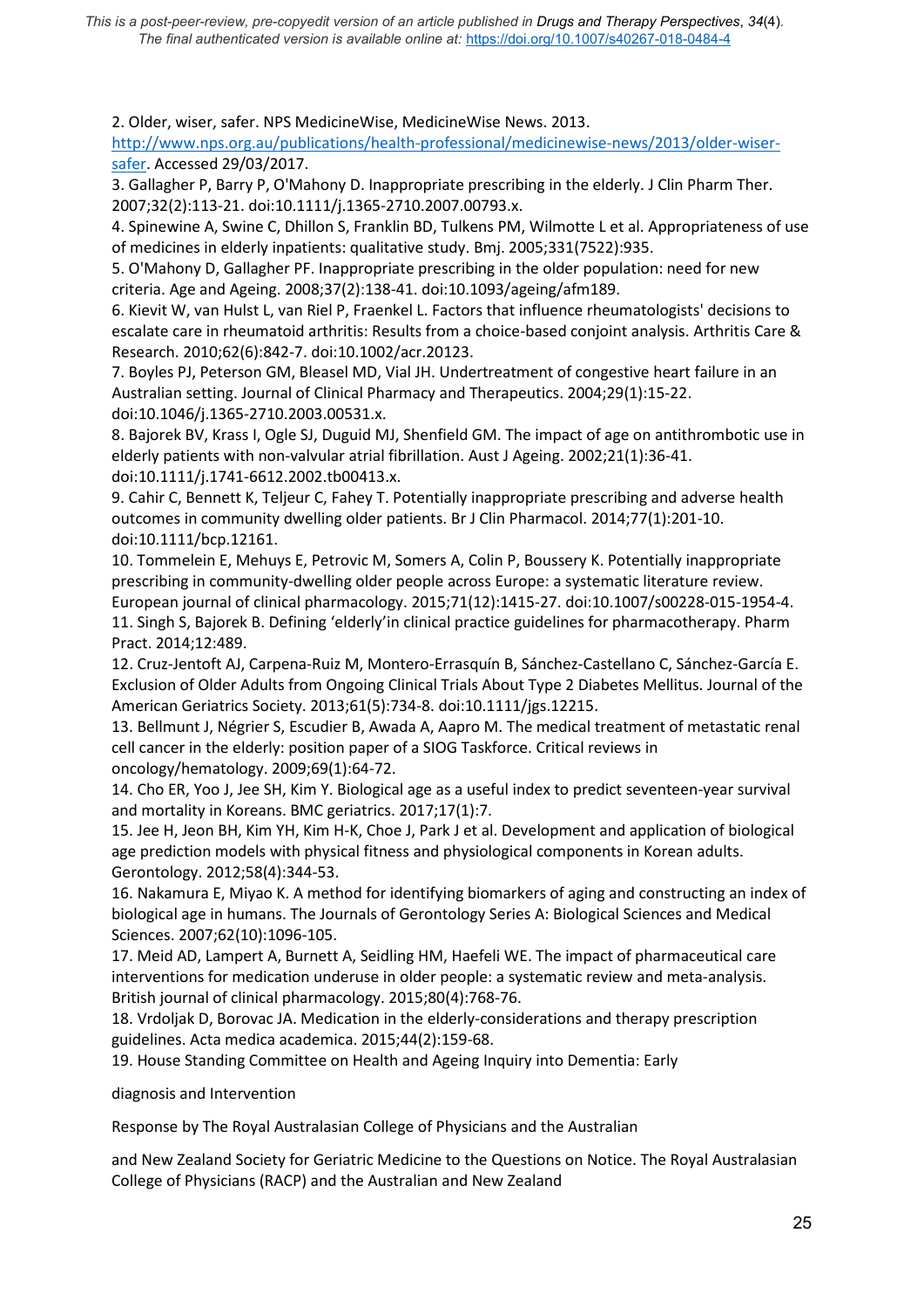2. Older, wiser, safer. NPS MedicineWise, MedicineWise News. 2013. http://www.nps.org.au/publications/health-professional/medicinewise-news/2013/older-wiser-safer. Accessed 29/03/2017.

3. Gallagher P, Barry P, O'Mahony D. Inappropriate prescribing in the elderly. J Clin Pharm Ther. 2007;32(2):113-21. doi:10.1111/j.1365-2710.2007.00793.x.

4. Spinewine A, Swine C, Dhillon S, Franklin BD, Tulkens PM, Wilmotte L et al. Appropriateness of use of medicines in elderly inpatients: qualitative study. Bmj. 2005;331(7522):935.

5. O'Mahony D, Gallagher PF. Inappropriate prescribing in the older population: need for new criteria. Age and Ageing. 2008;37(2):138-41. doi:10.1093/ageing/afm189.

6. Kievit W, van Hulst L, van Riel P, Fraenkel L. Factors that influence rheumatologists' decisions to escalate care in rheumatoid arthritis: Results from a choice-based conjoint analysis. Arthritis Care & Research. 2010;62(6):842-7. doi:10.1002/acr.20123.

7. Boyles PJ, Peterson GM, Bleasel MD, Vial JH. Undertreatment of congestive heart failure in an Australian setting. Journal of Clinical Pharmacy and Therapeutics. 2004;29(1):15-22. doi:10.1046/j.1365-2710.2003.00531.x.

8. Bajorek BV, Krass I, Ogle SJ, Duguid MJ, Shenfield GM. The impact of age on antithrombotic use in elderly patients with non-valvular atrial fibrillation. Aust J Ageing. 2002;21(1):36-41. doi:10.1111/j.1741-6612.2002.tb00413.x.

9. Cahir C, Bennett K, Teljeur C, Fahey T. Potentially inappropriate prescribing and adverse health outcomes in community dwelling older patients. Br J Clin Pharmacol. 2014;77(1):201-10. doi:10.1111/bcp.12161.

10. Tommelein E, Mehuys E, Petrovic M, Somers A, Colin P, Boussery K. Potentially inappropriate prescribing in community-dwelling older people across Europe: a systematic literature review. European journal of clinical pharmacology. 2015;71(12):1415-27. doi:10.1007/s00228-015-1954-4.

11. Singh S, Bajorek B. Defining 'elderly'in clinical practice guidelines for pharmacotherapy. Pharm Pract. 2014;12:489.

12. Cruz-Jentoft AJ, Carpena-Ruiz M, Montero-Errasquín B, Sánchez-Castellano C, Sánchez-García E. Exclusion of Older Adults from Ongoing Clinical Trials About Type 2 Diabetes Mellitus. Journal of the American Geriatrics Society. 2013;61(5):734-8. doi:10.1111/jgs.12215.

13. Bellmunt J, Négrier S, Escudier B, Awada A, Aapro M. The medical treatment of metastatic renal cell cancer in the elderly: position paper of a SIOG Taskforce. Critical reviews in oncology/hematology. 2009;69(1):64-72.

14. Cho ER, Yoo J, Jee SH, Kim Y. Biological age as a useful index to predict seventeen-year survival and mortality in Koreans. BMC geriatrics. 2017;17(1):7.

15. Jee H, Jeon BH, Kim YH, Kim H-K, Choe J, Park J et al. Development and application of biological age prediction models with physical fitness and physiological components in Korean adults. Gerontology. 2012;58(4):344-53.

16. Nakamura E, Miyao K. A method for identifying biomarkers of aging and constructing an index of biological age in humans. The Journals of Gerontology Series A: Biological Sciences and Medical Sciences. 2007;62(10):1096-105.

17. Meid AD, Lampert A, Burnett A, Seidling HM, Haefeli WE. The impact of pharmaceutical care interventions for medication underuse in older people: a systematic review and meta-analysis. British journal of clinical pharmacology. 2015;80(4):768-76.

18. Vrdoljak D, Borovac JA. Medication in the elderly-considerations and therapy prescription guidelines. Acta medica academica. 2015;44(2):159-68.

19. House Standing Committee on Health and Ageing Inquiry into Dementia: Early

diagnosis and Intervention

Response by The Royal Australasian College of Physicians and the Australian

and New Zealand Society for Geriatric Medicine to the Questions on Notice. The Royal Australasian College of Physicians (RACP) and the Australian and New Zealand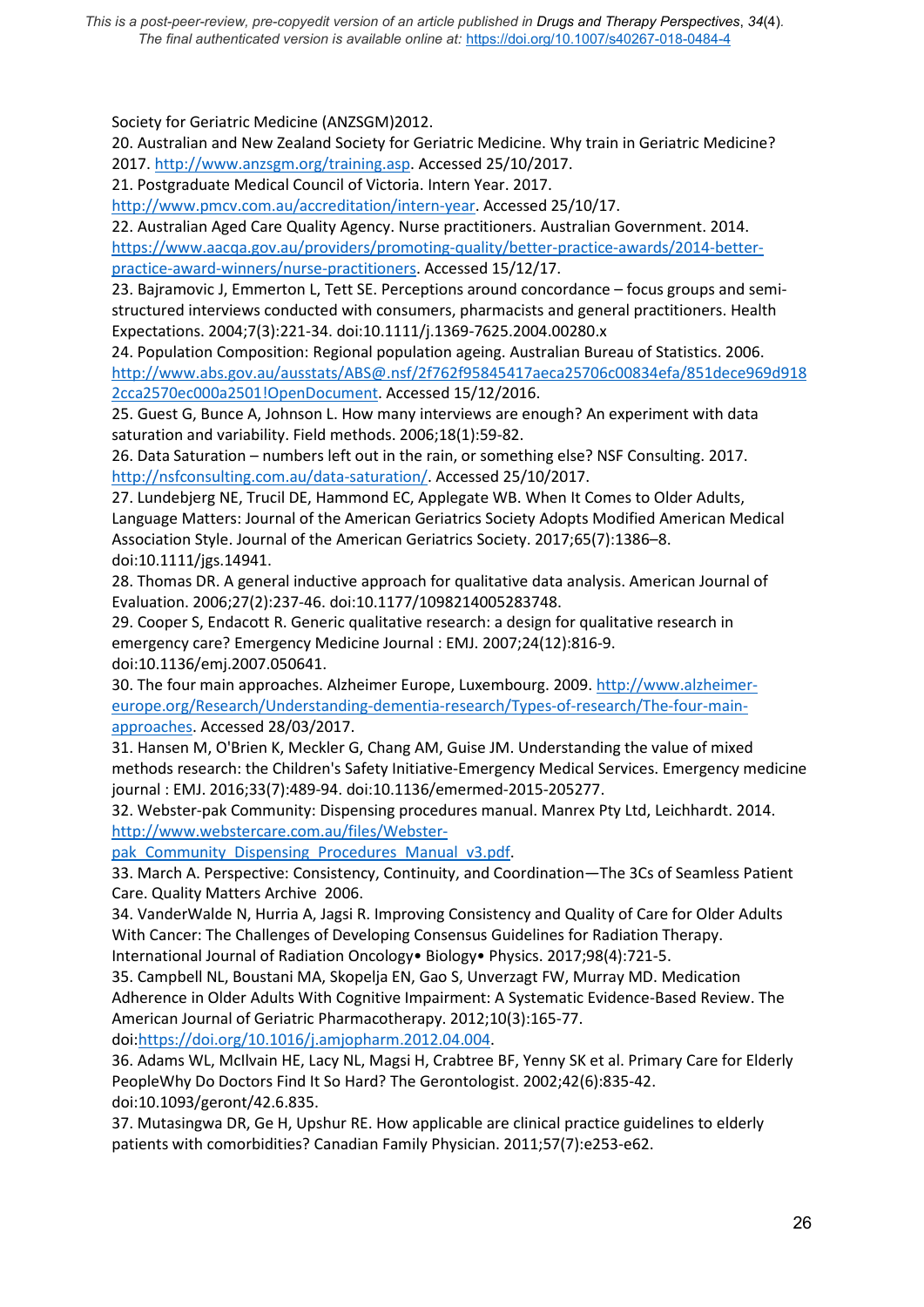Society for Geriatric Medicine (ANZSGM)2012.

20. Australian and New Zealand Society for Geriatric Medicine. Why train in Geriatric Medicine? 2017. http://www.anzsgm.org/training.asp. Accessed 25/10/2017.

21. Postgraduate Medical Council of Victoria. Intern Year. 2017. http://www.pmcv.com.au/accreditation/intern-year. Accessed 25/10/17.

22. Australian Aged Care Quality Agency. Nurse practitioners. Australian Government. 2014. https://www.aacqa.gov.au/providers/promoting-quality/better-practice-awards/2014-better-practice-award-winners/nurse-practitioners. Accessed 15/12/17.

23. Bajramovic J, Emmerton L, Tett SE. Perceptions around concordance – focus groups and semi-structured interviews conducted with consumers, pharmacists and general practitioners. Health Expectations. 2004;7(3):221-34. doi:10.1111/j.1369-7625.2004.00280.x

24. Population Composition: Regional population ageing. Australian Bureau of Statistics. 2006. http://www.abs.gov.au/ausstats/ABS@.nsf/2f762f95845417aeca25706c00834efa/851dece969d9182cca2570ec000a2501!OpenDocument. Accessed 15/12/2016.

25. Guest G, Bunce A, Johnson L. How many interviews are enough? An experiment with data saturation and variability. Field methods. 2006;18(1):59-82.

26. Data Saturation – numbers left out in the rain, or something else? NSF Consulting. 2017. http://nsfconsulting.com.au/data-saturation/. Accessed 25/10/2017.

27. Lundebjerg NE, Trucil DE, Hammond EC, Applegate WB. When It Comes to Older Adults, Language Matters: Journal of the American Geriatrics Society Adopts Modified American Medical Association Style. Journal of the American Geriatrics Society. 2017;65(7):1386–8. doi:10.1111/jgs.14941.

28. Thomas DR. A general inductive approach for qualitative data analysis. American Journal of Evaluation. 2006;27(2):237-46. doi:10.1177/1098214005283748.

29. Cooper S, Endacott R. Generic qualitative research: a design for qualitative research in emergency care? Emergency Medicine Journal : EMJ. 2007;24(12):816-9. doi:10.1136/emj.2007.050641.

30. The four main approaches. Alzheimer Europe, Luxembourg. 2009. http://www.alzheimer-europe.org/Research/Understanding-dementia-research/Types-of-research/The-four-main-approaches. Accessed 28/03/2017.

31. Hansen M, O'Brien K, Meckler G, Chang AM, Guise JM. Understanding the value of mixed methods research: the Children's Safety Initiative-Emergency Medical Services. Emergency medicine journal : EMJ. 2016;33(7):489-94. doi:10.1136/emermed-2015-205277.

32. Webster-pak Community: Dispensing procedures manual. Manrex Pty Ltd, Leichhardt. 2014. http://www.webstercare.com.au/files/Webster-pak_Community_Dispensing_Procedures_Manual_v3.pdf.

33. March A. Perspective: Consistency, Continuity, and Coordination—The 3Cs of Seamless Patient Care. Quality Matters Archive 2006.

34. VanderWalde N, Hurria A, Jagsi R. Improving Consistency and Quality of Care for Older Adults With Cancer: The Challenges of Developing Consensus Guidelines for Radiation Therapy. International Journal of Radiation Oncology• Biology• Physics. 2017;98(4):721-5.

35. Campbell NL, Boustani MA, Skopelja EN, Gao S, Unverzagt FW, Murray MD. Medication Adherence in Older Adults With Cognitive Impairment: A Systematic Evidence-Based Review. The American Journal of Geriatric Pharmacotherapy. 2012;10(3):165-77. doi:https://doi.org/10.1016/j.amjopharm.2012.04.004.

36. Adams WL, McIlvain HE, Lacy NL, Magsi H, Crabtree BF, Yenny SK et al. Primary Care for Elderly PeopleWhy Do Doctors Find It So Hard? The Gerontologist. 2002;42(6):835-42. doi:10.1093/geront/42.6.835.

37. Mutasingwa DR, Ge H, Upshur RE. How applicable are clinical practice guidelines to elderly patients with comorbidities? Canadian Family Physician. 2011;57(7):e253-e62.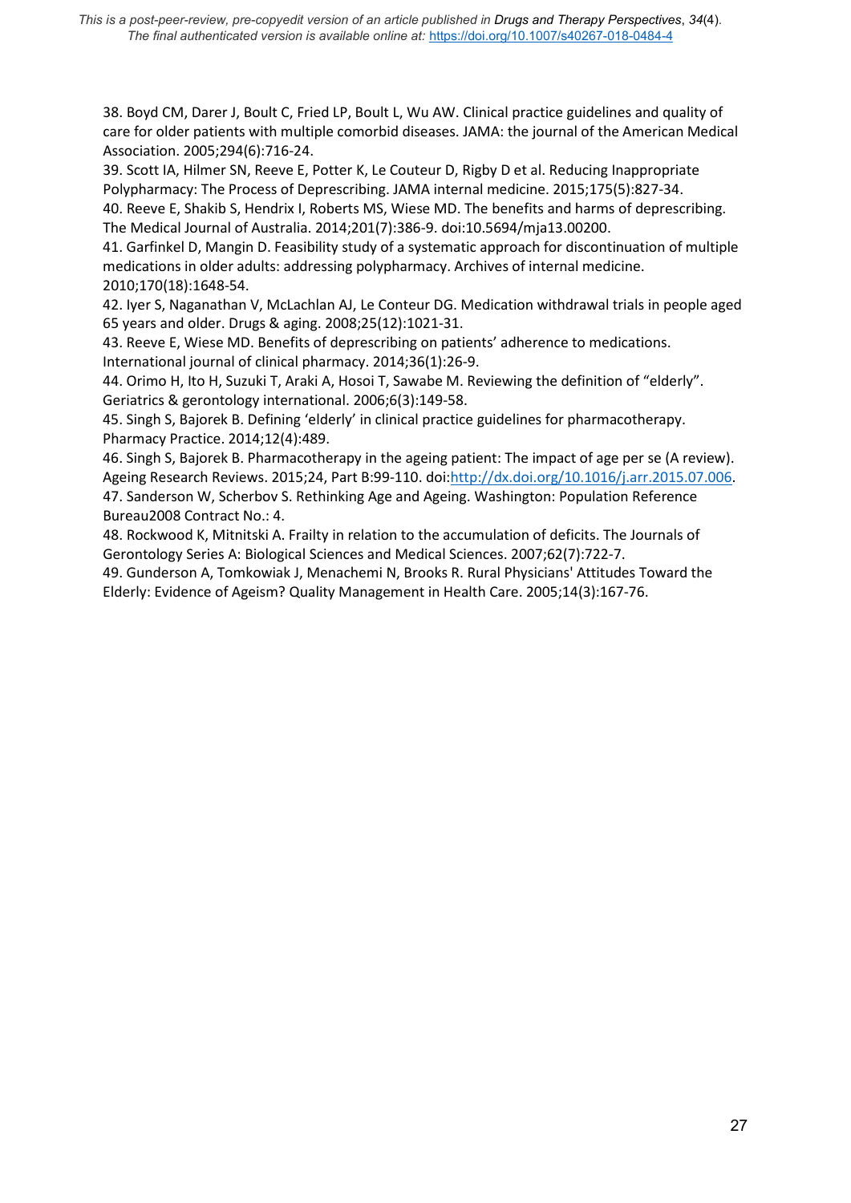38. Boyd CM, Darer J, Boult C, Fried LP, Boult L, Wu AW. Clinical practice guidelines and quality of care for older patients with multiple comorbid diseases. JAMA: the journal of the American Medical Association. 2005;294(6):716-24.

39. Scott IA, Hilmer SN, Reeve E, Potter K, Le Couteur D, Rigby D et al. Reducing Inappropriate Polypharmacy: The Process of Deprescribing. JAMA internal medicine. 2015;175(5):827-34.

40. Reeve E, Shakib S, Hendrix I, Roberts MS, Wiese MD. The benefits and harms of deprescribing. The Medical Journal of Australia. 2014;201(7):386-9. doi:10.5694/mja13.00200.

41. Garfinkel D, Mangin D. Feasibility study of a systematic approach for discontinuation of multiple medications in older adults: addressing polypharmacy. Archives of internal medicine. 2010;170(18):1648-54.

42. Iyer S, Naganathan V, McLachlan AJ, Le Conteur DG. Medication withdrawal trials in people aged 65 years and older. Drugs & aging. 2008;25(12):1021-31.

43. Reeve E, Wiese MD. Benefits of deprescribing on patients' adherence to medications. International journal of clinical pharmacy. 2014;36(1):26-9.

44. Orimo H, Ito H, Suzuki T, Araki A, Hosoi T, Sawabe M. Reviewing the definition of "elderly". Geriatrics & gerontology international. 2006;6(3):149-58.

45. Singh S, Bajorek B. Defining 'elderly' in clinical practice guidelines for pharmacotherapy. Pharmacy Practice. 2014;12(4):489.

46. Singh S, Bajorek B. Pharmacotherapy in the ageing patient: The impact of age per se (A review). Ageing Research Reviews. 2015;24, Part B:99-110. doi:http://dx.doi.org/10.1016/j.arr.2015.07.006.

47. Sanderson W, Scherbov S. Rethinking Age and Ageing. Washington: Population Reference Bureau2008 Contract No.: 4.

48. Rockwood K, Mitnitski A. Frailty in relation to the accumulation of deficits. The Journals of Gerontology Series A: Biological Sciences and Medical Sciences. 2007;62(7):722-7.

49. Gunderson A, Tomkowiak J, Menachemi N, Brooks R. Rural Physicians' Attitudes Toward the Elderly: Evidence of Ageism? Quality Management in Health Care. 2005;14(3):167-76.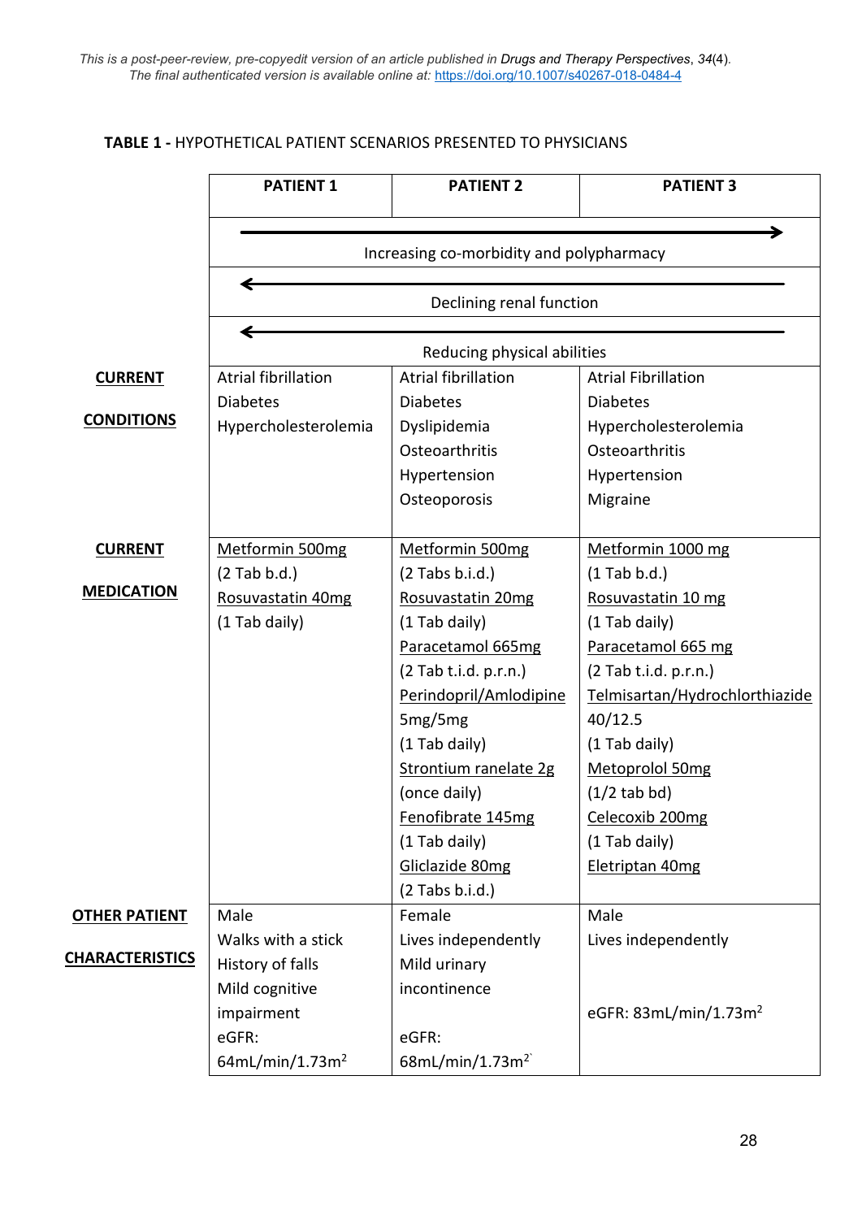*This is a post-peer-review, pre-copyedit version of an article published in Drugs and Therapy Perspectives, 34(4). The final authenticated version is available online at: https://doi.org/10.1007/s40267-018-0484-4*

**TABLE 1 -** HYPOTHETICAL PATIENT SCENARIOS PRESENTED TO PHYSICIANS

| | PATIENT 1 | PATIENT 2 | PATIENT 3 |
|---|---|---|---|
| | → Increasing co-morbidity and polypharmacy | | |
| | ← Declining renal function | | |
| | ← Reducing physical abilities | | |
| **CURRENT CONDITIONS** | Atrial fibrillation<br>Diabetes<br>Hypercholesterolemia | Atrial fibrillation<br>Diabetes<br>Dyslipidemia<br>Osteoarthritis<br>Hypertension<br>Osteoporosis | Atrial Fibrillation<br>Diabetes<br>Hypercholesterolemia<br>Osteoarthritis<br>Hypertension<br>Migraine |
| **CURRENT MEDICATION** | Metformin 500mg<br>(2 Tab b.d.)<br>Rosuvastatin 40mg<br>(1 Tab daily) | Metformin 500mg<br>(2 Tabs b.i.d.)<br>Rosuvastatin 20mg<br>(1 Tab daily)<br>Paracetamol 665mg<br>(2 Tab t.i.d. p.r.n.)<br>Perindopril/Amlodipine 5mg/5mg<br>(1 Tab daily)<br>Strontium ranelate 2g<br>(once daily)<br>Fenofibrate 145mg<br>(1 Tab daily)<br>Gliclazide 80mg<br>(2 Tabs b.i.d.) | Metformin 1000 mg<br>(1 Tab b.d.)<br>Rosuvastatin 10 mg<br>(1 Tab daily)<br>Paracetamol 665 mg<br>(2 Tab t.i.d. p.r.n.)<br>Telmisartan/Hydrochlorthiazide 40/12.5<br>(1 Tab daily)<br>Metoprolol 50mg<br>(1/2 tab bd)<br>Celecoxib 200mg<br>(1 Tab daily)<br>Eletriptan 40mg |
| **OTHER PATIENT CHARACTERISTICS** | Male<br>Walks with a stick<br>History of falls<br>Mild cognitive impairment<br>eGFR: 64mL/min/1.73m$^2$ | Female<br>Lives independently<br>Mild urinary incontinence<br>eGFR: 68mL/min/1.73m$^2$ | Male<br>Lives independently<br>eGFR: 83mL/min/1.73m$^2$ |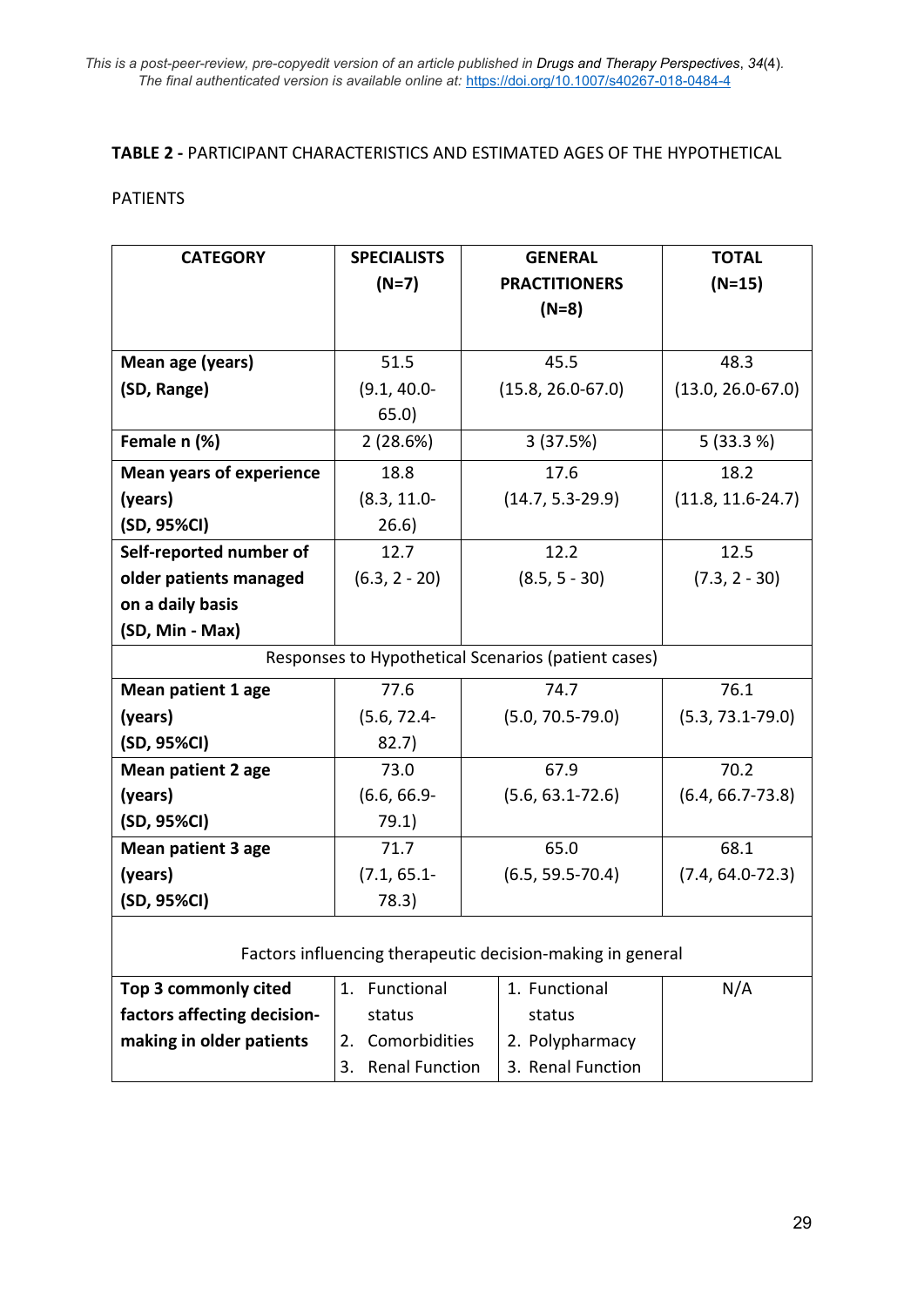This is a post-peer-review, pre-copyedit version of an article published in *Drugs and Therapy Perspectives*, *34*(4). The final authenticated version is available online at: https://doi.org/10.1007/s40267-018-0484-4

**TABLE 2 -** PARTICIPANT CHARACTERISTICS AND ESTIMATED AGES OF THE HYPOTHETICAL PATIENTS

| CATEGORY | SPECIALISTS (N=7) | GENERAL PRACTITIONERS (N=8) | TOTAL (N=15) |
|---|---|---|---|
| **Mean age (years) (SD, Range)** | 51.5 (9.1, 40.0-65.0) | 45.5 (15.8, 26.0-67.0) | 48.3 (13.0, 26.0-67.0) |
| **Female n (%)** | 2 (28.6%) | 3 (37.5%) | 5 (33.3 %) |
| **Mean years of experience (years) (SD, 95%CI)** | 18.8 (8.3, 11.0-26.6) | 17.6 (14.7, 5.3-29.9) | 18.2 (11.8, 11.6-24.7) |
| **Self-reported number of older patients managed on a daily basis (SD, Min - Max)** | 12.7 (6.3, 2 - 20) | 12.2 (8.5, 5 - 30) | 12.5 (7.3, 2 - 30) |
| Responses to Hypothetical Scenarios (patient cases) | | | |
| **Mean patient 1 age (years) (SD, 95%CI)** | 77.6 (5.6, 72.4-82.7) | 74.7 (5.0, 70.5-79.0) | 76.1 (5.3, 73.1-79.0) |
| **Mean patient 2 age (years) (SD, 95%CI)** | 73.0 (6.6, 66.9-79.1) | 67.9 (5.6, 63.1-72.6) | 70.2 (6.4, 66.7-73.8) |
| **Mean patient 3 age (years) (SD, 95%CI)** | 71.7 (7.1, 65.1-78.3) | 65.0 (6.5, 59.5-70.4) | 68.1 (7.4, 64.0-72.3) |
| Factors influencing therapeutic decision-making in general | | | |
| **Top 3 commonly cited factors affecting decision-making in older patients** | 1. Functional status<br>2. Comorbidities<br>3. Renal Function | 1. Functional status<br>2. Polypharmacy<br>3. Renal Function | N/A |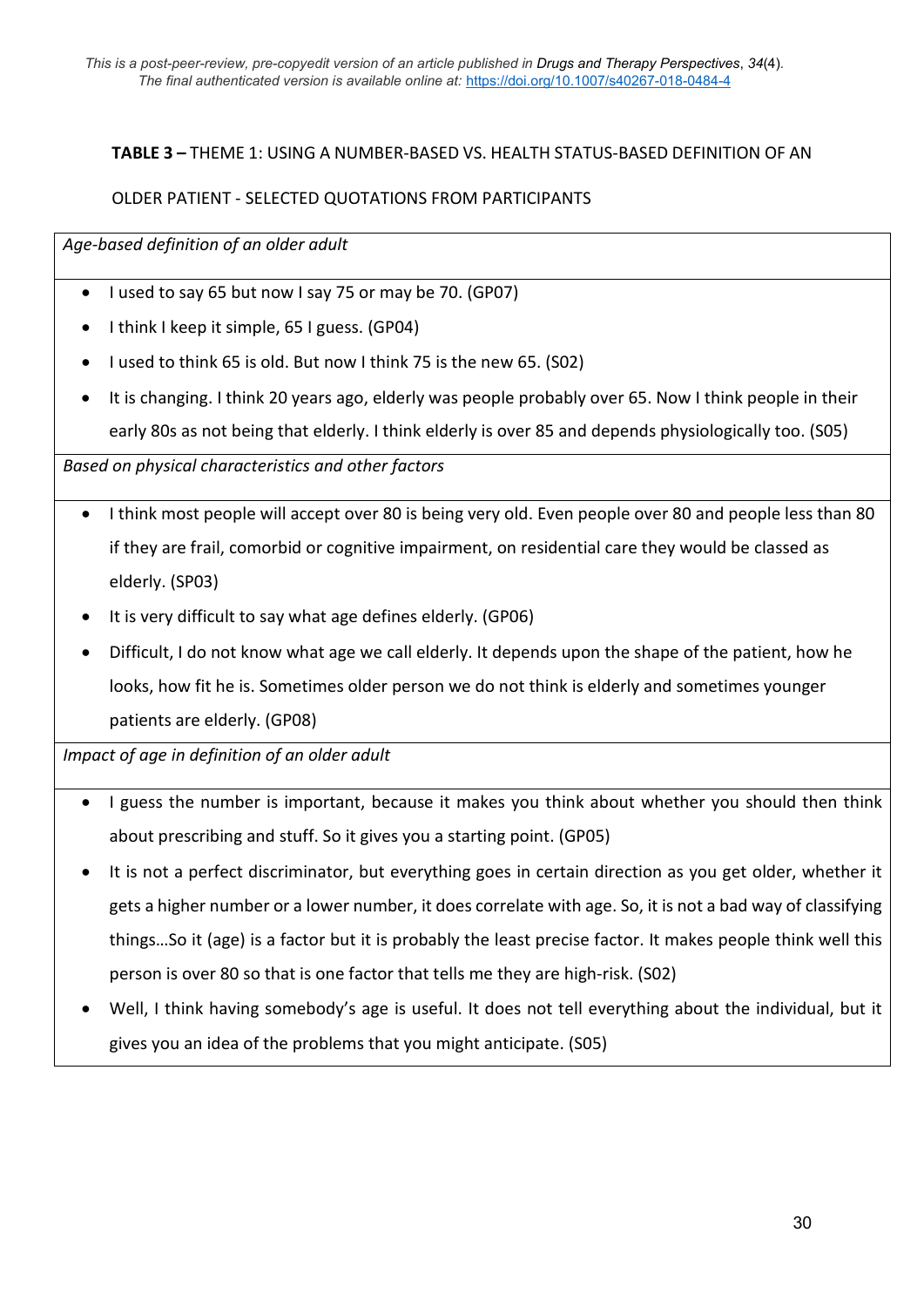This is a post-peer-review, pre-copyedit version of an article published in *Drugs and Therapy Perspectives*, *34*(4). The final authenticated version is available online at: https://doi.org/10.1007/s40267-018-0484-4

**TABLE 3 –** THEME 1: USING A NUMBER-BASED VS. HEALTH STATUS-BASED DEFINITION OF AN OLDER PATIENT - SELECTED QUOTATIONS FROM PARTICIPANTS

*Age-based definition of an older adult*

- I used to say 65 but now I say 75 or may be 70. (GP07)
- I think I keep it simple, 65 I guess. (GP04)
- I used to think 65 is old. But now I think 75 is the new 65. (S02)
- It is changing. I think 20 years ago, elderly was people probably over 65. Now I think people in their early 80s as not being that elderly. I think elderly is over 85 and depends physiologically too. (S05)

*Based on physical characteristics and other factors*

- I think most people will accept over 80 is being very old. Even people over 80 and people less than 80 if they are frail, comorbid or cognitive impairment, on residential care they would be classed as elderly. (SP03)
- It is very difficult to say what age defines elderly. (GP06)
- Difficult, I do not know what age we call elderly. It depends upon the shape of the patient, how he looks, how fit he is. Sometimes older person we do not think is elderly and sometimes younger patients are elderly. (GP08)

*Impact of age in definition of an older adult*

- I guess the number is important, because it makes you think about whether you should then think about prescribing and stuff. So it gives you a starting point. (GP05)
- It is not a perfect discriminator, but everything goes in certain direction as you get older, whether it gets a higher number or a lower number, it does correlate with age. So, it is not a bad way of classifying things…So it (age) is a factor but it is probably the least precise factor. It makes people think well this person is over 80 so that is one factor that tells me they are high-risk. (S02)
- Well, I think having somebody's age is useful. It does not tell everything about the individual, but it gives you an idea of the problems that you might anticipate. (S05)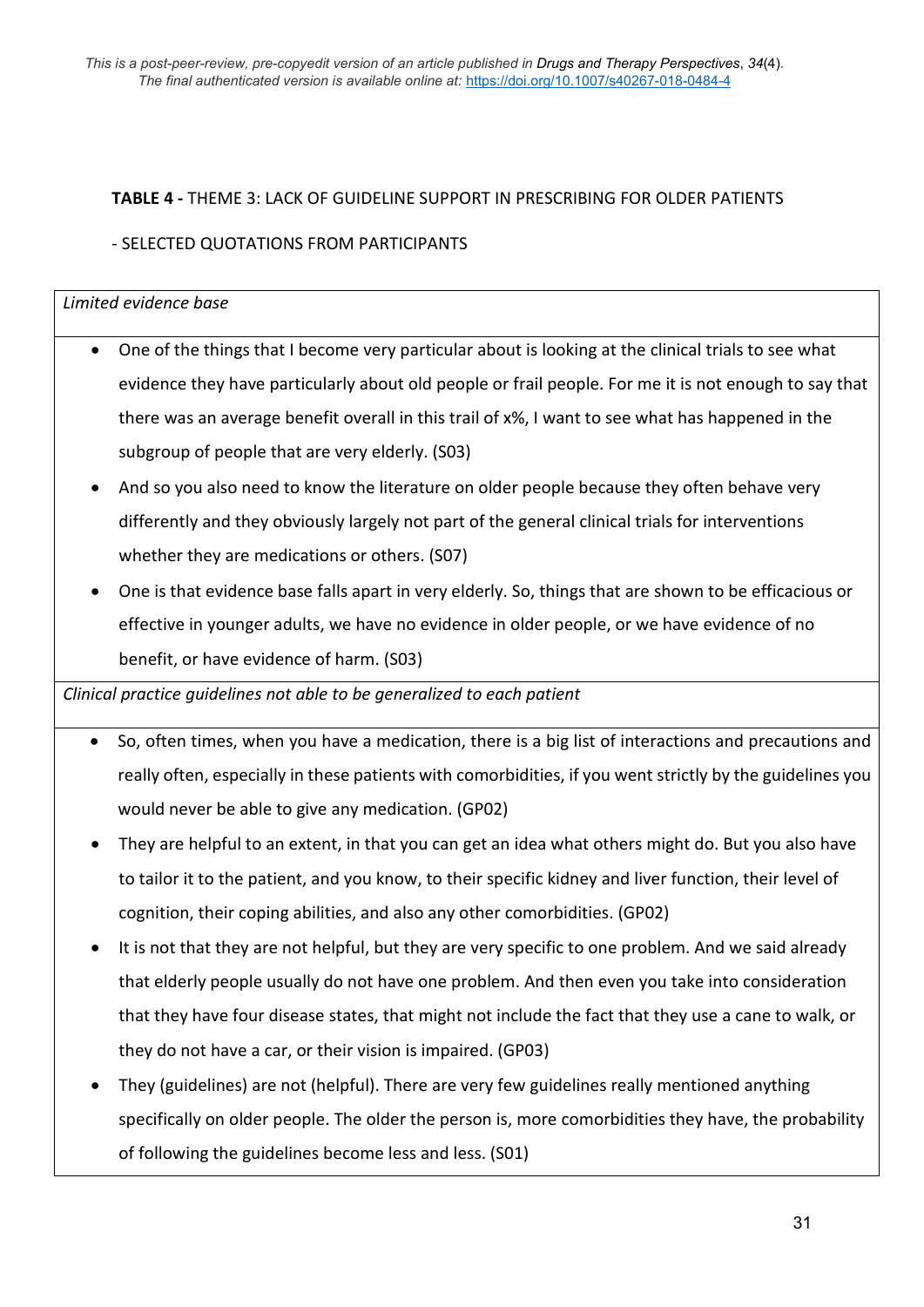**TABLE 4 -** THEME 3: LACK OF GUIDELINE SUPPORT IN PRESCRIBING FOR OLDER PATIENTS

- SELECTED QUOTATIONS FROM PARTICIPANTS

*Limited evidence base*

- One of the things that I become very particular about is looking at the clinical trials to see what evidence they have particularly about old people or frail people. For me it is not enough to say that there was an average benefit overall in this trail of x%, I want to see what has happened in the subgroup of people that are very elderly. (S03)
- And so you also need to know the literature on older people because they often behave very differently and they obviously largely not part of the general clinical trials for interventions whether they are medications or others. (S07)
- One is that evidence base falls apart in very elderly. So, things that are shown to be efficacious or effective in younger adults, we have no evidence in older people, or we have evidence of no benefit, or have evidence of harm. (S03)

*Clinical practice guidelines not able to be generalized to each patient*

- So, often times, when you have a medication, there is a big list of interactions and precautions and really often, especially in these patients with comorbidities, if you went strictly by the guidelines you would never be able to give any medication. (GP02)
- They are helpful to an extent, in that you can get an idea what others might do. But you also have to tailor it to the patient, and you know, to their specific kidney and liver function, their level of cognition, their coping abilities, and also any other comorbidities. (GP02)
- It is not that they are not helpful, but they are very specific to one problem. And we said already that elderly people usually do not have one problem. And then even you take into consideration that they have four disease states, that might not include the fact that they use a cane to walk, or they do not have a car, or their vision is impaired. (GP03)
- They (guidelines) are not (helpful). There are very few guidelines really mentioned anything specifically on older people. The older the person is, more comorbidities they have, the probability of following the guidelines become less and less. (S01)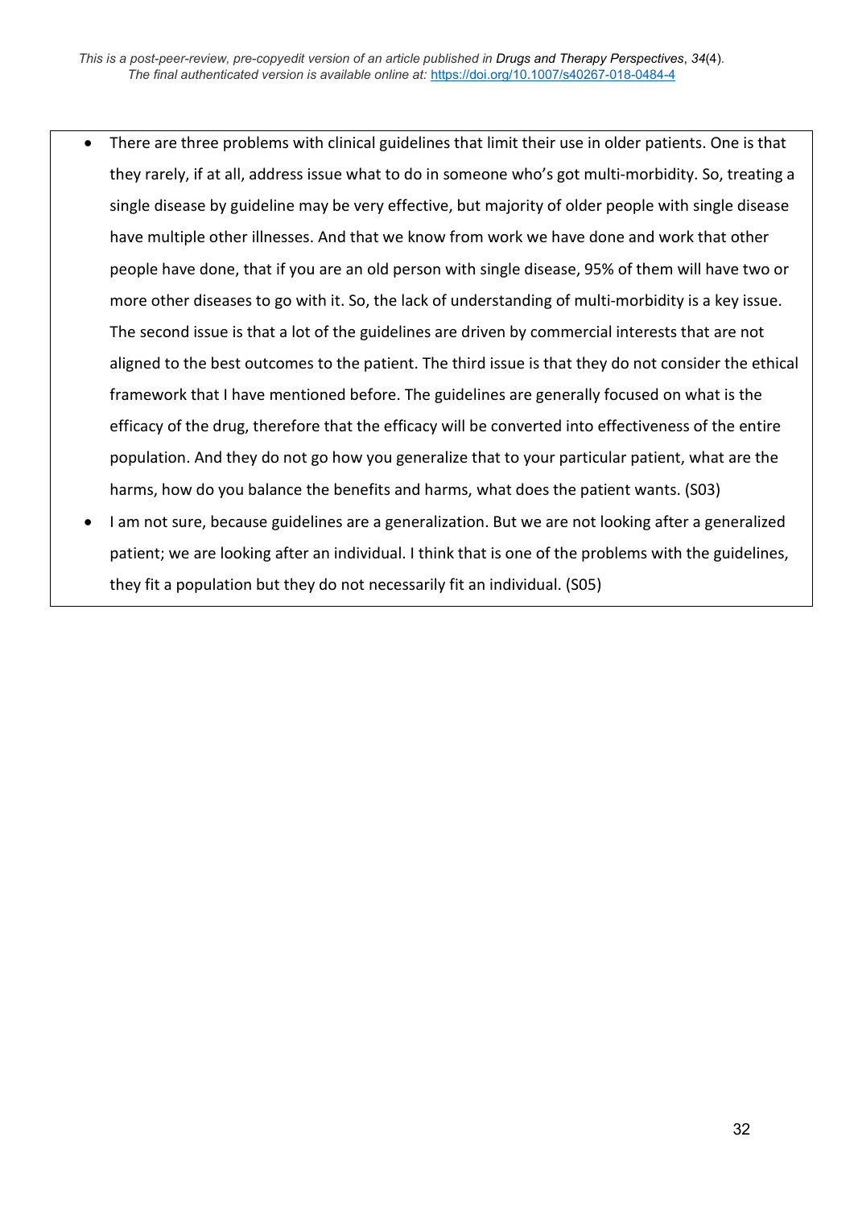- There are three problems with clinical guidelines that limit their use in older patients. One is that they rarely, if at all, address issue what to do in someone who's got multi-morbidity. So, treating a single disease by guideline may be very effective, but majority of older people with single disease have multiple other illnesses. And that we know from work we have done and work that other people have done, that if you are an old person with single disease, 95% of them will have two or more other diseases to go with it. So, the lack of understanding of multi-morbidity is a key issue. The second issue is that a lot of the guidelines are driven by commercial interests that are not aligned to the best outcomes to the patient. The third issue is that they do not consider the ethical framework that I have mentioned before. The guidelines are generally focused on what is the efficacy of the drug, therefore that the efficacy will be converted into effectiveness of the entire population. And they do not go how you generalize that to your particular patient, what are the harms, how do you balance the benefits and harms, what does the patient wants. (S03)
- I am not sure, because guidelines are a generalization. But we are not looking after a generalized patient; we are looking after an individual. I think that is one of the problems with the guidelines, they fit a population but they do not necessarily fit an individual. (S05)